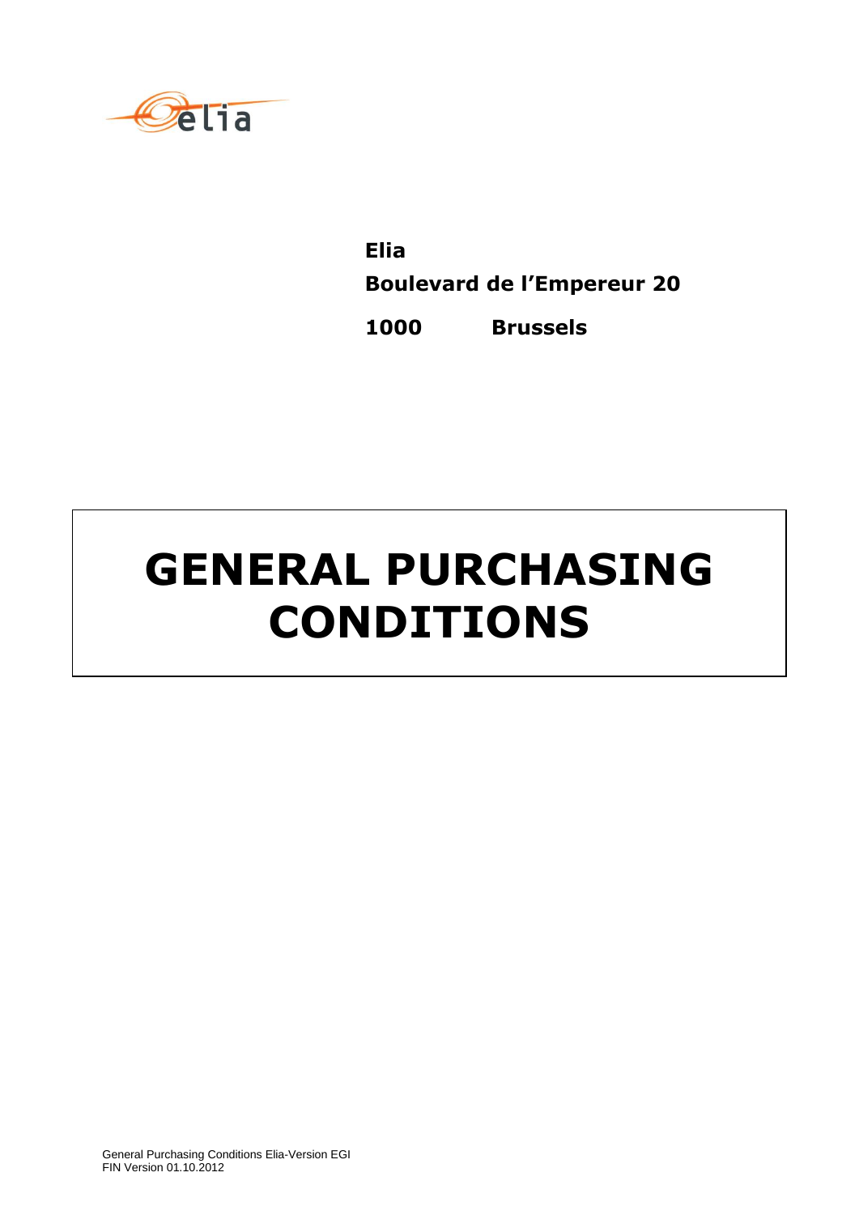**Elia**

**Boulevard de l'Empereur 20**

**1000 Brussels**

# GENERAL PURCHASING CONDITIONS

General Purchasing Conditions Elia-Version EGI
FIN Version 01.10.2012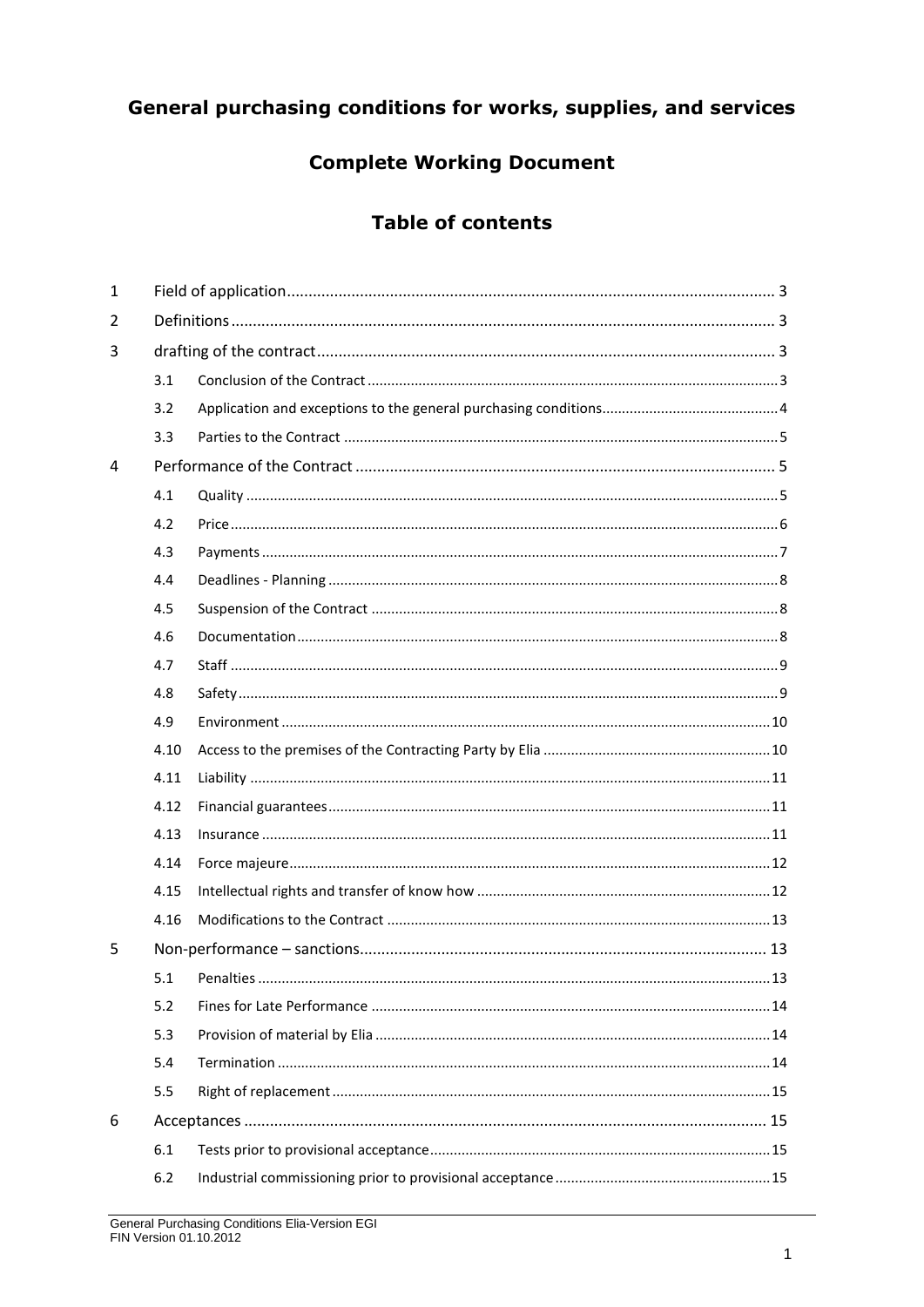# General purchasing conditions for works, supplies, and services

## Complete Working Document

## Table of contents

| | | | |
|---|---|---|---|
| 1 | | Field of application | 3 |
| 2 | | Definitions | 3 |
| 3 | | drafting of the contract | 3 |
| | 3.1 | Conclusion of the Contract | 3 |
| | 3.2 | Application and exceptions to the general purchasing conditions | 4 |
| | 3.3 | Parties to the Contract | 5 |
| 4 | | Performance of the Contract | 5 |
| | 4.1 | Quality | 5 |
| | 4.2 | Price | 6 |
| | 4.3 | Payments | 7 |
| | 4.4 | Deadlines - Planning | 8 |
| | 4.5 | Suspension of the Contract | 8 |
| | 4.6 | Documentation | 8 |
| | 4.7 | Staff | 9 |
| | 4.8 | Safety | 9 |
| | 4.9 | Environment | 10 |
| | 4.10 | Access to the premises of the Contracting Party by Elia | 10 |
| | 4.11 | Liability | 11 |
| | 4.12 | Financial guarantees | 11 |
| | 4.13 | Insurance | 11 |
| | 4.14 | Force majeure | 12 |
| | 4.15 | Intellectual rights and transfer of know how | 12 |
| | 4.16 | Modifications to the Contract | 13 |
| 5 | | Non-performance – sanctions | 13 |
| | 5.1 | Penalties | 13 |
| | 5.2 | Fines for Late Performance | 14 |
| | 5.3 | Provision of material by Elia | 14 |
| | 5.4 | Termination | 14 |
| | 5.5 | Right of replacement | 15 |
| 6 | | Acceptances | 15 |
| | 6.1 | Tests prior to provisional acceptance | 15 |
| | 6.2 | Industrial commissioning prior to provisional acceptance | 15 |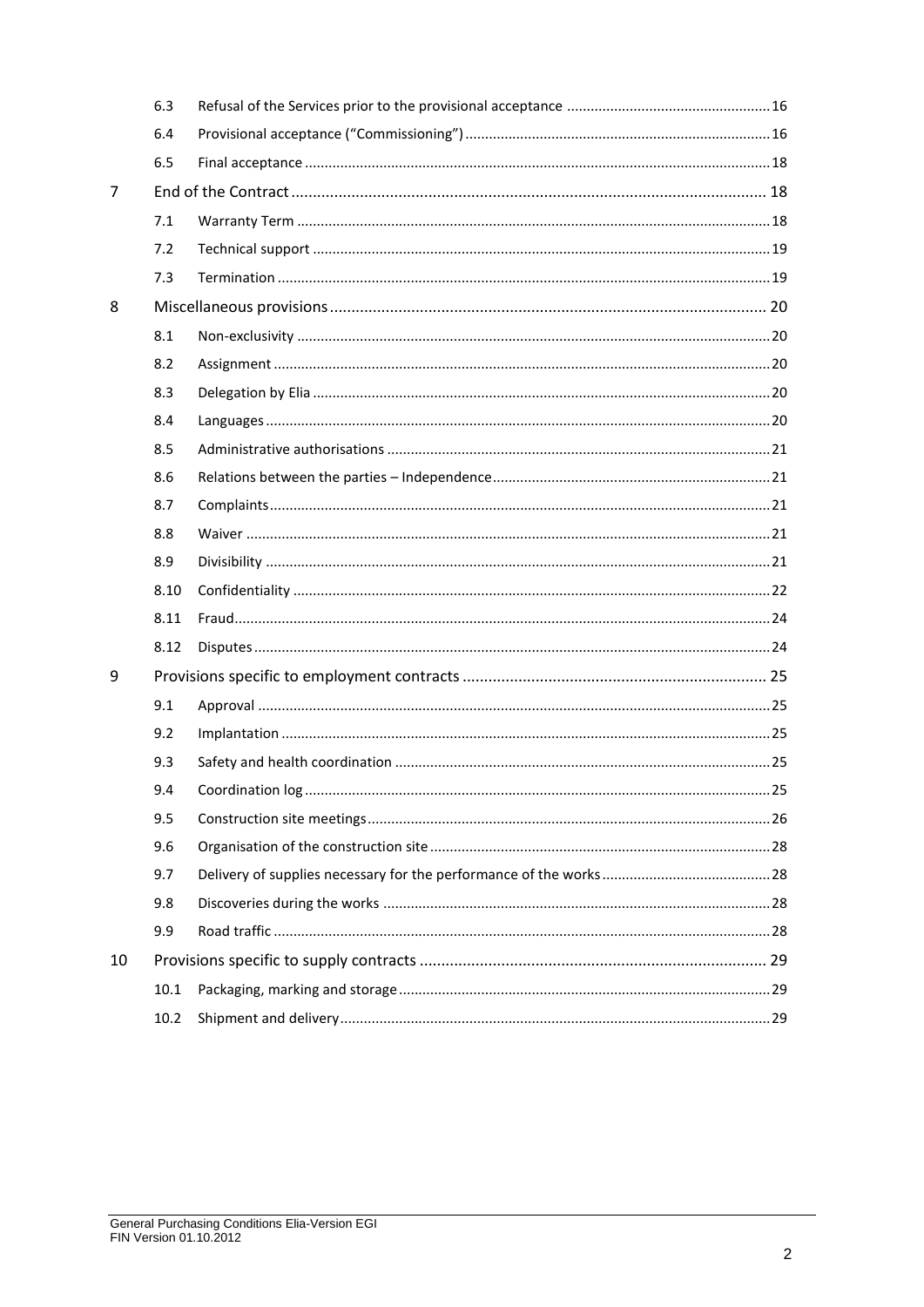| | | | |
|---|---|---|---|
| | 6.3 | Refusal of the Services prior to the provisional acceptance | 16 |
| | 6.4 | Provisional acceptance ("Commissioning") | 16 |
| | 6.5 | Final acceptance | 18 |
| 7 | | End of the Contract | 18 |
| | 7.1 | Warranty Term | 18 |
| | 7.2 | Technical support | 19 |
| | 7.3 | Termination | 19 |
| 8 | | Miscellaneous provisions | 20 |
| | 8.1 | Non-exclusivity | 20 |
| | 8.2 | Assignment | 20 |
| | 8.3 | Delegation by Elia | 20 |
| | 8.4 | Languages | 20 |
| | 8.5 | Administrative authorisations | 21 |
| | 8.6 | Relations between the parties – Independence | 21 |
| | 8.7 | Complaints | 21 |
| | 8.8 | Waiver | 21 |
| | 8.9 | Divisibility | 21 |
| | 8.10 | Confidentiality | 22 |
| | 8.11 | Fraud | 24 |
| | 8.12 | Disputes | 24 |
| 9 | | Provisions specific to employment contracts | 25 |
| | 9.1 | Approval | 25 |
| | 9.2 | Implantation | 25 |
| | 9.3 | Safety and health coordination | 25 |
| | 9.4 | Coordination log | 25 |
| | 9.5 | Construction site meetings | 26 |
| | 9.6 | Organisation of the construction site | 28 |
| | 9.7 | Delivery of supplies necessary for the performance of the works | 28 |
| | 9.8 | Discoveries during the works | 28 |
| | 9.9 | Road traffic | 28 |
| 10 | | Provisions specific to supply contracts | 29 |
| | 10.1 | Packaging, marking and storage | 29 |
| | 10.2 | Shipment and delivery | 29 |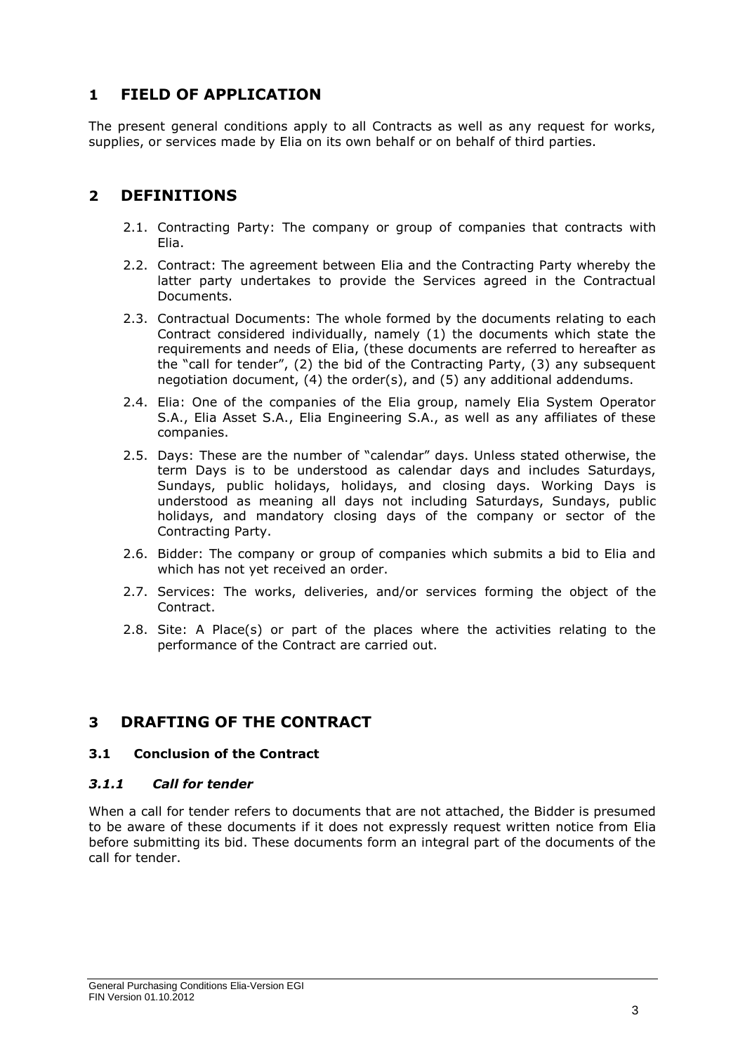# 1 FIELD OF APPLICATION

The present general conditions apply to all Contracts as well as any request for works, supplies, or services made by Elia on its own behalf or on behalf of third parties.

# 2 DEFINITIONS

2.1. Contracting Party: The company or group of companies that contracts with Elia.

2.2. Contract: The agreement between Elia and the Contracting Party whereby the latter party undertakes to provide the Services agreed in the Contractual Documents.

2.3. Contractual Documents: The whole formed by the documents relating to each Contract considered individually, namely (1) the documents which state the requirements and needs of Elia, (these documents are referred to hereafter as the "call for tender", (2) the bid of the Contracting Party, (3) any subsequent negotiation document, (4) the order(s), and (5) any additional addendums.

2.4. Elia: One of the companies of the Elia group, namely Elia System Operator S.A., Elia Asset S.A., Elia Engineering S.A., as well as any affiliates of these companies.

2.5. Days: These are the number of "calendar" days. Unless stated otherwise, the term Days is to be understood as calendar days and includes Saturdays, Sundays, public holidays, holidays, and closing days. Working Days is understood as meaning all days not including Saturdays, Sundays, public holidays, and mandatory closing days of the company or sector of the Contracting Party.

2.6. Bidder: The company or group of companies which submits a bid to Elia and which has not yet received an order.

2.7. Services: The works, deliveries, and/or services forming the object of the Contract.

2.8. Site: A Place(s) or part of the places where the activities relating to the performance of the Contract are carried out.

# 3 DRAFTING OF THE CONTRACT

## 3.1 Conclusion of the Contract

### *3.1.1 Call for tender*

When a call for tender refers to documents that are not attached, the Bidder is presumed to be aware of these documents if it does not expressly request written notice from Elia before submitting its bid. These documents form an integral part of the documents of the call for tender.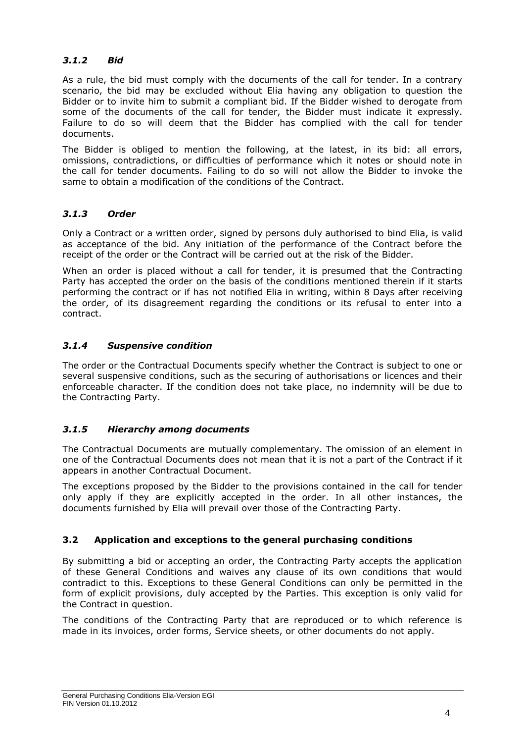### *3.1.2 Bid*

As a rule, the bid must comply with the documents of the call for tender. In a contrary scenario, the bid may be excluded without Elia having any obligation to question the Bidder or to invite him to submit a compliant bid. If the Bidder wished to derogate from some of the documents of the call for tender, the Bidder must indicate it expressly. Failure to do so will deem that the Bidder has complied with the call for tender documents.

The Bidder is obliged to mention the following, at the latest, in its bid: all errors, omissions, contradictions, or difficulties of performance which it notes or should note in the call for tender documents. Failing to do so will not allow the Bidder to invoke the same to obtain a modification of the conditions of the Contract.

### *3.1.3 Order*

Only a Contract or a written order, signed by persons duly authorised to bind Elia, is valid as acceptance of the bid. Any initiation of the performance of the Contract before the receipt of the order or the Contract will be carried out at the risk of the Bidder.

When an order is placed without a call for tender, it is presumed that the Contracting Party has accepted the order on the basis of the conditions mentioned therein if it starts performing the contract or if has not notified Elia in writing, within 8 Days after receiving the order, of its disagreement regarding the conditions or its refusal to enter into a contract.

### *3.1.4 Suspensive condition*

The order or the Contractual Documents specify whether the Contract is subject to one or several suspensive conditions, such as the securing of authorisations or licences and their enforceable character. If the condition does not take place, no indemnity will be due to the Contracting Party.

### *3.1.5 Hierarchy among documents*

The Contractual Documents are mutually complementary. The omission of an element in one of the Contractual Documents does not mean that it is not a part of the Contract if it appears in another Contractual Document.

The exceptions proposed by the Bidder to the provisions contained in the call for tender only apply if they are explicitly accepted in the order. In all other instances, the documents furnished by Elia will prevail over those of the Contracting Party.

## 3.2 Application and exceptions to the general purchasing conditions

By submitting a bid or accepting an order, the Contracting Party accepts the application of these General Conditions and waives any clause of its own conditions that would contradict to this. Exceptions to these General Conditions can only be permitted in the form of explicit provisions, duly accepted by the Parties. This exception is only valid for the Contract in question.

The conditions of the Contracting Party that are reproduced or to which reference is made in its invoices, order forms, Service sheets, or other documents do not apply.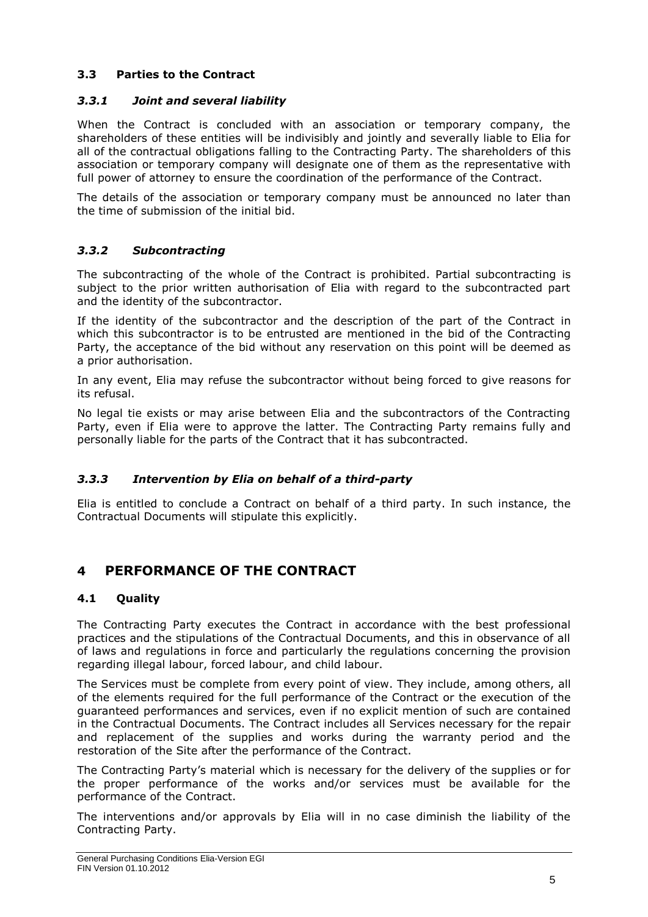### 3.3 Parties to the Contract

#### *3.3.1 Joint and several liability*

When the Contract is concluded with an association or temporary company, the shareholders of these entities will be indivisibly and jointly and severally liable to Elia for all of the contractual obligations falling to the Contracting Party. The shareholders of this association or temporary company will designate one of them as the representative with full power of attorney to ensure the coordination of the performance of the Contract.

The details of the association or temporary company must be announced no later than the time of submission of the initial bid.

#### *3.3.2 Subcontracting*

The subcontracting of the whole of the Contract is prohibited. Partial subcontracting is subject to the prior written authorisation of Elia with regard to the subcontracted part and the identity of the subcontractor.

If the identity of the subcontractor and the description of the part of the Contract in which this subcontractor is to be entrusted are mentioned in the bid of the Contracting Party, the acceptance of the bid without any reservation on this point will be deemed as a prior authorisation.

In any event, Elia may refuse the subcontractor without being forced to give reasons for its refusal.

No legal tie exists or may arise between Elia and the subcontractors of the Contracting Party, even if Elia were to approve the latter. The Contracting Party remains fully and personally liable for the parts of the Contract that it has subcontracted.

#### *3.3.3 Intervention by Elia on behalf of a third-party*

Elia is entitled to conclude a Contract on behalf of a third party. In such instance, the Contractual Documents will stipulate this explicitly.

## 4 PERFORMANCE OF THE CONTRACT

### 4.1 Quality

The Contracting Party executes the Contract in accordance with the best professional practices and the stipulations of the Contractual Documents, and this in observance of all of laws and regulations in force and particularly the regulations concerning the provision regarding illegal labour, forced labour, and child labour.

The Services must be complete from every point of view. They include, among others, all of the elements required for the full performance of the Contract or the execution of the guaranteed performances and services, even if no explicit mention of such are contained in the Contractual Documents. The Contract includes all Services necessary for the repair and replacement of the supplies and works during the warranty period and the restoration of the Site after the performance of the Contract.

The Contracting Party's material which is necessary for the delivery of the supplies or for the proper performance of the works and/or services must be available for the performance of the Contract.

The interventions and/or approvals by Elia will in no case diminish the liability of the Contracting Party.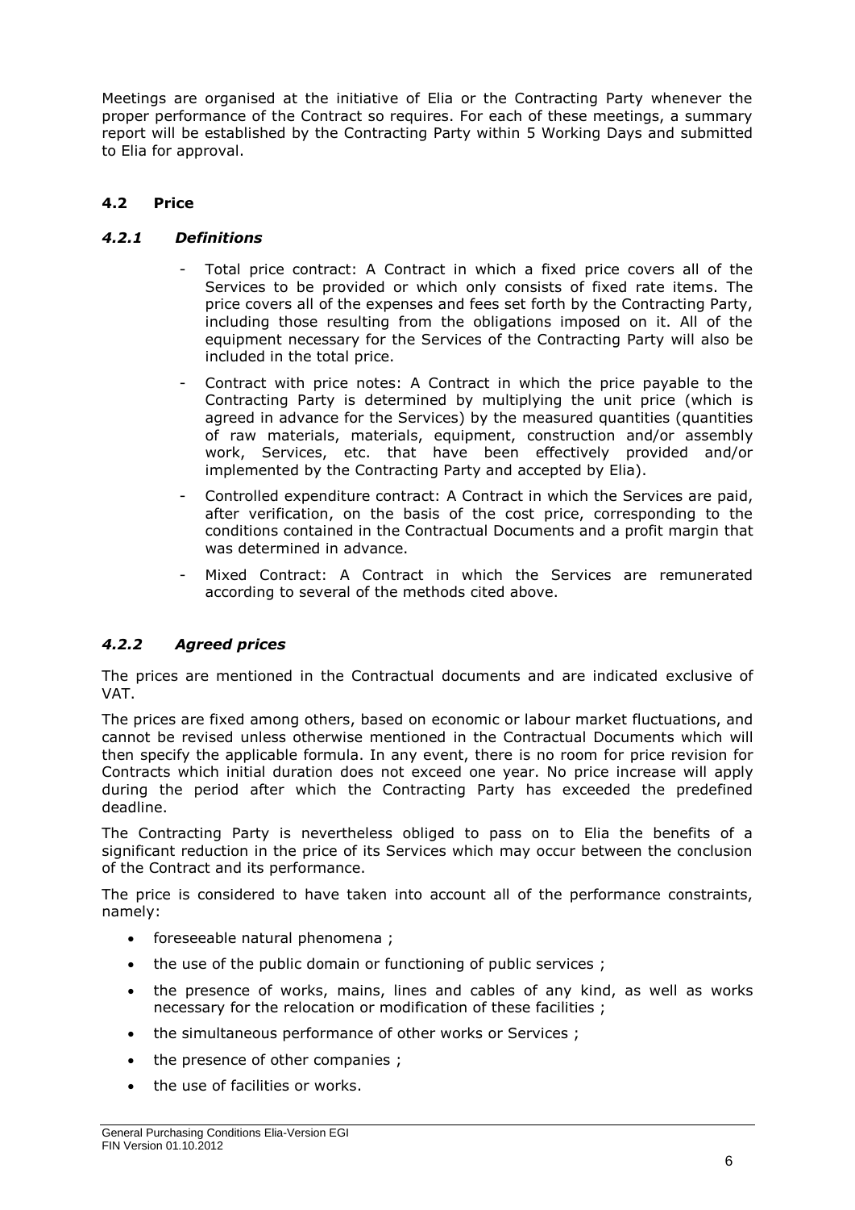Meetings are organised at the initiative of Elia or the Contracting Party whenever the proper performance of the Contract so requires. For each of these meetings, a summary report will be established by the Contracting Party within 5 Working Days and submitted to Elia for approval.

## 4.2 Price

### *4.2.1 Definitions*

- Total price contract: A Contract in which a fixed price covers all of the Services to be provided or which only consists of fixed rate items. The price covers all of the expenses and fees set forth by the Contracting Party, including those resulting from the obligations imposed on it. All of the equipment necessary for the Services of the Contracting Party will also be included in the total price.
- Contract with price notes: A Contract in which the price payable to the Contracting Party is determined by multiplying the unit price (which is agreed in advance for the Services) by the measured quantities (quantities of raw materials, materials, equipment, construction and/or assembly work, Services, etc. that have been effectively provided and/or implemented by the Contracting Party and accepted by Elia).
- Controlled expenditure contract: A Contract in which the Services are paid, after verification, on the basis of the cost price, corresponding to the conditions contained in the Contractual Documents and a profit margin that was determined in advance.
- Mixed Contract: A Contract in which the Services are remunerated according to several of the methods cited above.

### *4.2.2 Agreed prices*

The prices are mentioned in the Contractual documents and are indicated exclusive of VAT.

The prices are fixed among others, based on economic or labour market fluctuations, and cannot be revised unless otherwise mentioned in the Contractual Documents which will then specify the applicable formula. In any event, there is no room for price revision for Contracts which initial duration does not exceed one year. No price increase will apply during the period after which the Contracting Party has exceeded the predefined deadline.

The Contracting Party is nevertheless obliged to pass on to Elia the benefits of a significant reduction in the price of its Services which may occur between the conclusion of the Contract and its performance.

The price is considered to have taken into account all of the performance constraints, namely:

- foreseeable natural phenomena ;
- the use of the public domain or functioning of public services ;
- the presence of works, mains, lines and cables of any kind, as well as works necessary for the relocation or modification of these facilities ;
- the simultaneous performance of other works or Services ;
- the presence of other companies ;
- the use of facilities or works.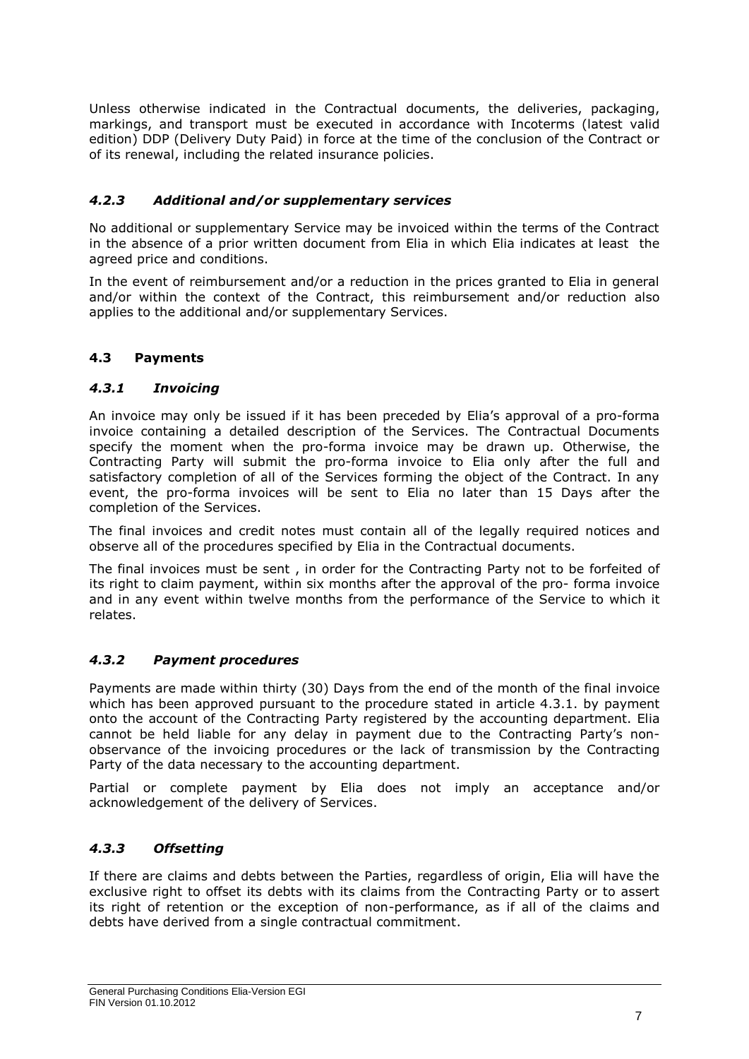Unless otherwise indicated in the Contractual documents, the deliveries, packaging, markings, and transport must be executed in accordance with Incoterms (latest valid edition) DDP (Delivery Duty Paid) in force at the time of the conclusion of the Contract or of its renewal, including the related insurance policies.

### *4.2.3 Additional and/or supplementary services*

No additional or supplementary Service may be invoiced within the terms of the Contract in the absence of a prior written document from Elia in which Elia indicates at least the agreed price and conditions.

In the event of reimbursement and/or a reduction in the prices granted to Elia in general and/or within the context of the Contract, this reimbursement and/or reduction also applies to the additional and/or supplementary Services.

## **4.3 Payments**

### *4.3.1 Invoicing*

An invoice may only be issued if it has been preceded by Elia's approval of a pro-forma invoice containing a detailed description of the Services. The Contractual Documents specify the moment when the pro-forma invoice may be drawn up. Otherwise, the Contracting Party will submit the pro-forma invoice to Elia only after the full and satisfactory completion of all of the Services forming the object of the Contract. In any event, the pro-forma invoices will be sent to Elia no later than 15 Days after the completion of the Services.

The final invoices and credit notes must contain all of the legally required notices and observe all of the procedures specified by Elia in the Contractual documents.

The final invoices must be sent , in order for the Contracting Party not to be forfeited of its right to claim payment, within six months after the approval of the pro- forma invoice and in any event within twelve months from the performance of the Service to which it relates.

### *4.3.2 Payment procedures*

Payments are made within thirty (30) Days from the end of the month of the final invoice which has been approved pursuant to the procedure stated in article 4.3.1. by payment onto the account of the Contracting Party registered by the accounting department. Elia cannot be held liable for any delay in payment due to the Contracting Party's non-observance of the invoicing procedures or the lack of transmission by the Contracting Party of the data necessary to the accounting department.

Partial or complete payment by Elia does not imply an acceptance and/or acknowledgement of the delivery of Services.

### *4.3.3 Offsetting*

If there are claims and debts between the Parties, regardless of origin, Elia will have the exclusive right to offset its debts with its claims from the Contracting Party or to assert its right of retention or the exception of non-performance, as if all of the claims and debts have derived from a single contractual commitment.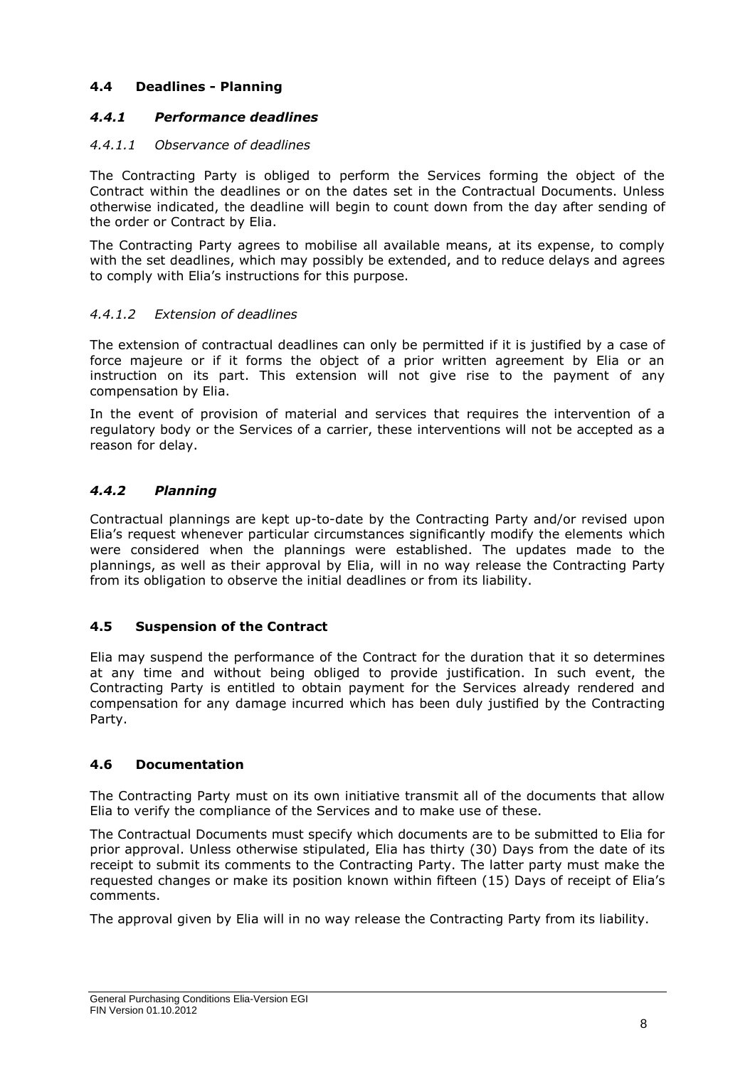### 4.4 Deadlines - Planning

#### *4.4.1 Performance deadlines*

##### *4.4.1.1 Observance of deadlines*

The Contracting Party is obliged to perform the Services forming the object of the Contract within the deadlines or on the dates set in the Contractual Documents. Unless otherwise indicated, the deadline will begin to count down from the day after sending of the order or Contract by Elia.

The Contracting Party agrees to mobilise all available means, at its expense, to comply with the set deadlines, which may possibly be extended, and to reduce delays and agrees to comply with Elia's instructions for this purpose.

##### *4.4.1.2 Extension of deadlines*

The extension of contractual deadlines can only be permitted if it is justified by a case of force majeure or if it forms the object of a prior written agreement by Elia or an instruction on its part. This extension will not give rise to the payment of any compensation by Elia.

In the event of provision of material and services that requires the intervention of a regulatory body or the Services of a carrier, these interventions will not be accepted as a reason for delay.

#### *4.4.2 Planning*

Contractual plannings are kept up-to-date by the Contracting Party and/or revised upon Elia's request whenever particular circumstances significantly modify the elements which were considered when the plannings were established. The updates made to the plannings, as well as their approval by Elia, will in no way release the Contracting Party from its obligation to observe the initial deadlines or from its liability.

### 4.5 Suspension of the Contract

Elia may suspend the performance of the Contract for the duration that it so determines at any time and without being obliged to provide justification. In such event, the Contracting Party is entitled to obtain payment for the Services already rendered and compensation for any damage incurred which has been duly justified by the Contracting Party.

### 4.6 Documentation

The Contracting Party must on its own initiative transmit all of the documents that allow Elia to verify the compliance of the Services and to make use of these.

The Contractual Documents must specify which documents are to be submitted to Elia for prior approval. Unless otherwise stipulated, Elia has thirty (30) Days from the date of its receipt to submit its comments to the Contracting Party. The latter party must make the requested changes or make its position known within fifteen (15) Days of receipt of Elia's comments.

The approval given by Elia will in no way release the Contracting Party from its liability.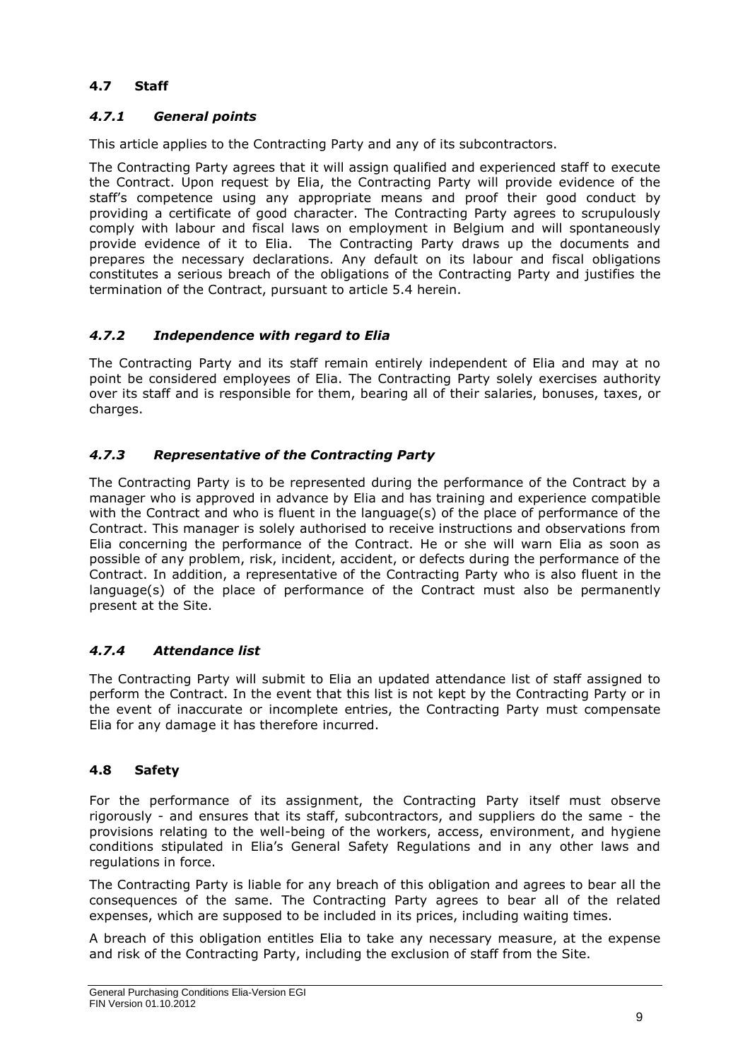### 4.7 Staff

#### *4.7.1 General points*

This article applies to the Contracting Party and any of its subcontractors.

The Contracting Party agrees that it will assign qualified and experienced staff to execute the Contract. Upon request by Elia, the Contracting Party will provide evidence of the staff's competence using any appropriate means and proof their good conduct by providing a certificate of good character. The Contracting Party agrees to scrupulously comply with labour and fiscal laws on employment in Belgium and will spontaneously provide evidence of it to Elia. The Contracting Party draws up the documents and prepares the necessary declarations. Any default on its labour and fiscal obligations constitutes a serious breach of the obligations of the Contracting Party and justifies the termination of the Contract, pursuant to article 5.4 herein.

#### *4.7.2 Independence with regard to Elia*

The Contracting Party and its staff remain entirely independent of Elia and may at no point be considered employees of Elia. The Contracting Party solely exercises authority over its staff and is responsible for them, bearing all of their salaries, bonuses, taxes, or charges.

#### *4.7.3 Representative of the Contracting Party*

The Contracting Party is to be represented during the performance of the Contract by a manager who is approved in advance by Elia and has training and experience compatible with the Contract and who is fluent in the language(s) of the place of performance of the Contract. This manager is solely authorised to receive instructions and observations from Elia concerning the performance of the Contract. He or she will warn Elia as soon as possible of any problem, risk, incident, accident, or defects during the performance of the Contract. In addition, a representative of the Contracting Party who is also fluent in the language(s) of the place of performance of the Contract must also be permanently present at the Site.

#### *4.7.4 Attendance list*

The Contracting Party will submit to Elia an updated attendance list of staff assigned to perform the Contract. In the event that this list is not kept by the Contracting Party or in the event of inaccurate or incomplete entries, the Contracting Party must compensate Elia for any damage it has therefore incurred.

### 4.8 Safety

For the performance of its assignment, the Contracting Party itself must observe rigorously - and ensures that its staff, subcontractors, and suppliers do the same - the provisions relating to the well-being of the workers, access, environment, and hygiene conditions stipulated in Elia's General Safety Regulations and in any other laws and regulations in force.

The Contracting Party is liable for any breach of this obligation and agrees to bear all the consequences of the same. The Contracting Party agrees to bear all of the related expenses, which are supposed to be included in its prices, including waiting times.

A breach of this obligation entitles Elia to take any necessary measure, at the expense and risk of the Contracting Party, including the exclusion of staff from the Site.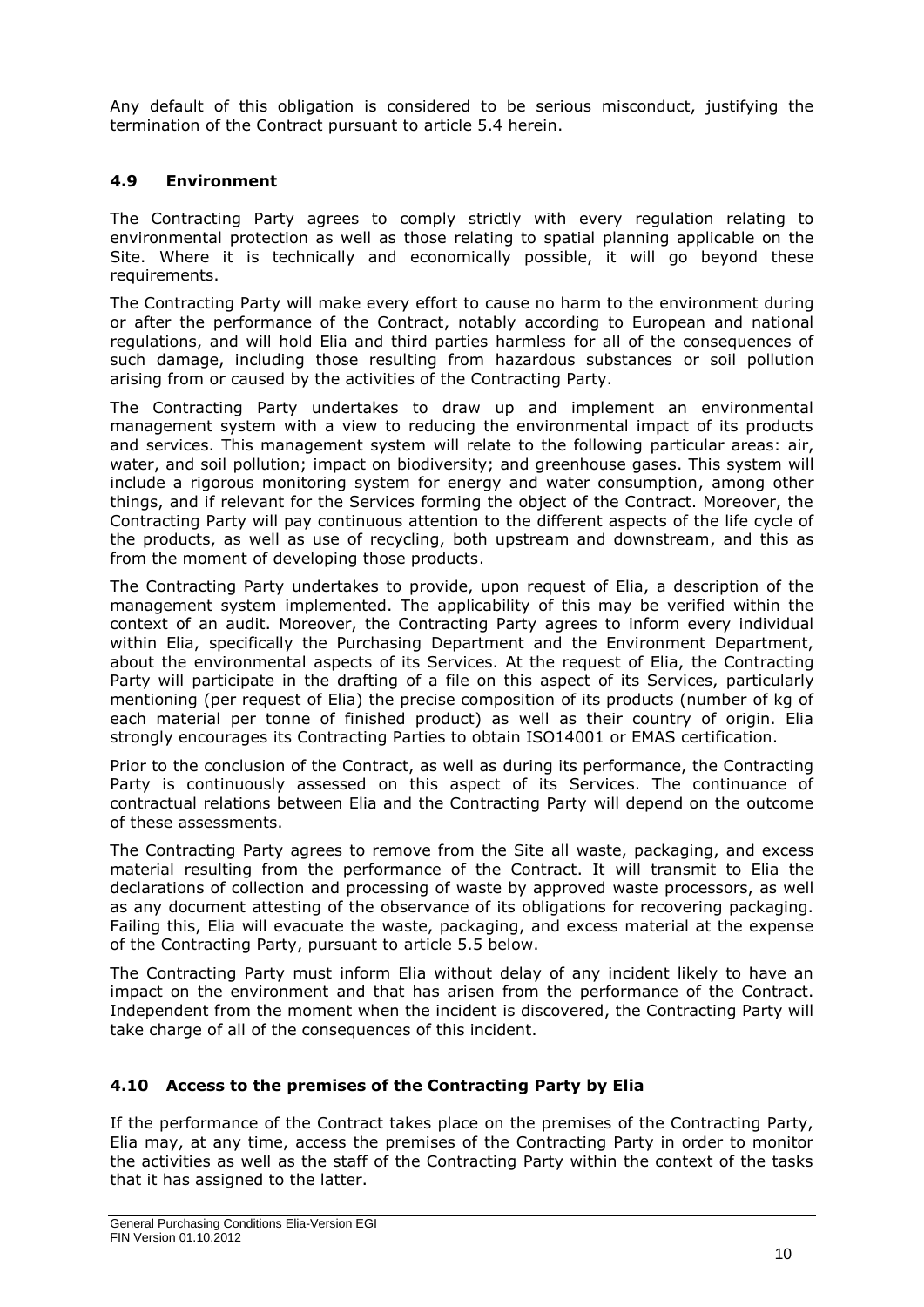Any default of this obligation is considered to be serious misconduct, justifying the termination of the Contract pursuant to article 5.4 herein.

### 4.9 Environment

The Contracting Party agrees to comply strictly with every regulation relating to environmental protection as well as those relating to spatial planning applicable on the Site. Where it is technically and economically possible, it will go beyond these requirements.

The Contracting Party will make every effort to cause no harm to the environment during or after the performance of the Contract, notably according to European and national regulations, and will hold Elia and third parties harmless for all of the consequences of such damage, including those resulting from hazardous substances or soil pollution arising from or caused by the activities of the Contracting Party.

The Contracting Party undertakes to draw up and implement an environmental management system with a view to reducing the environmental impact of its products and services. This management system will relate to the following particular areas: air, water, and soil pollution; impact on biodiversity; and greenhouse gases. This system will include a rigorous monitoring system for energy and water consumption, among other things, and if relevant for the Services forming the object of the Contract. Moreover, the Contracting Party will pay continuous attention to the different aspects of the life cycle of the products, as well as use of recycling, both upstream and downstream, and this as from the moment of developing those products.

The Contracting Party undertakes to provide, upon request of Elia, a description of the management system implemented. The applicability of this may be verified within the context of an audit. Moreover, the Contracting Party agrees to inform every individual within Elia, specifically the Purchasing Department and the Environment Department, about the environmental aspects of its Services. At the request of Elia, the Contracting Party will participate in the drafting of a file on this aspect of its Services, particularly mentioning (per request of Elia) the precise composition of its products (number of kg of each material per tonne of finished product) as well as their country of origin. Elia strongly encourages its Contracting Parties to obtain ISO14001 or EMAS certification.

Prior to the conclusion of the Contract, as well as during its performance, the Contracting Party is continuously assessed on this aspect of its Services. The continuance of contractual relations between Elia and the Contracting Party will depend on the outcome of these assessments.

The Contracting Party agrees to remove from the Site all waste, packaging, and excess material resulting from the performance of the Contract. It will transmit to Elia the declarations of collection and processing of waste by approved waste processors, as well as any document attesting of the observance of its obligations for recovering packaging. Failing this, Elia will evacuate the waste, packaging, and excess material at the expense of the Contracting Party, pursuant to article 5.5 below.

The Contracting Party must inform Elia without delay of any incident likely to have an impact on the environment and that has arisen from the performance of the Contract. Independent from the moment when the incident is discovered, the Contracting Party will take charge of all of the consequences of this incident.

### 4.10 Access to the premises of the Contracting Party by Elia

If the performance of the Contract takes place on the premises of the Contracting Party, Elia may, at any time, access the premises of the Contracting Party in order to monitor the activities as well as the staff of the Contracting Party within the context of the tasks that it has assigned to the latter.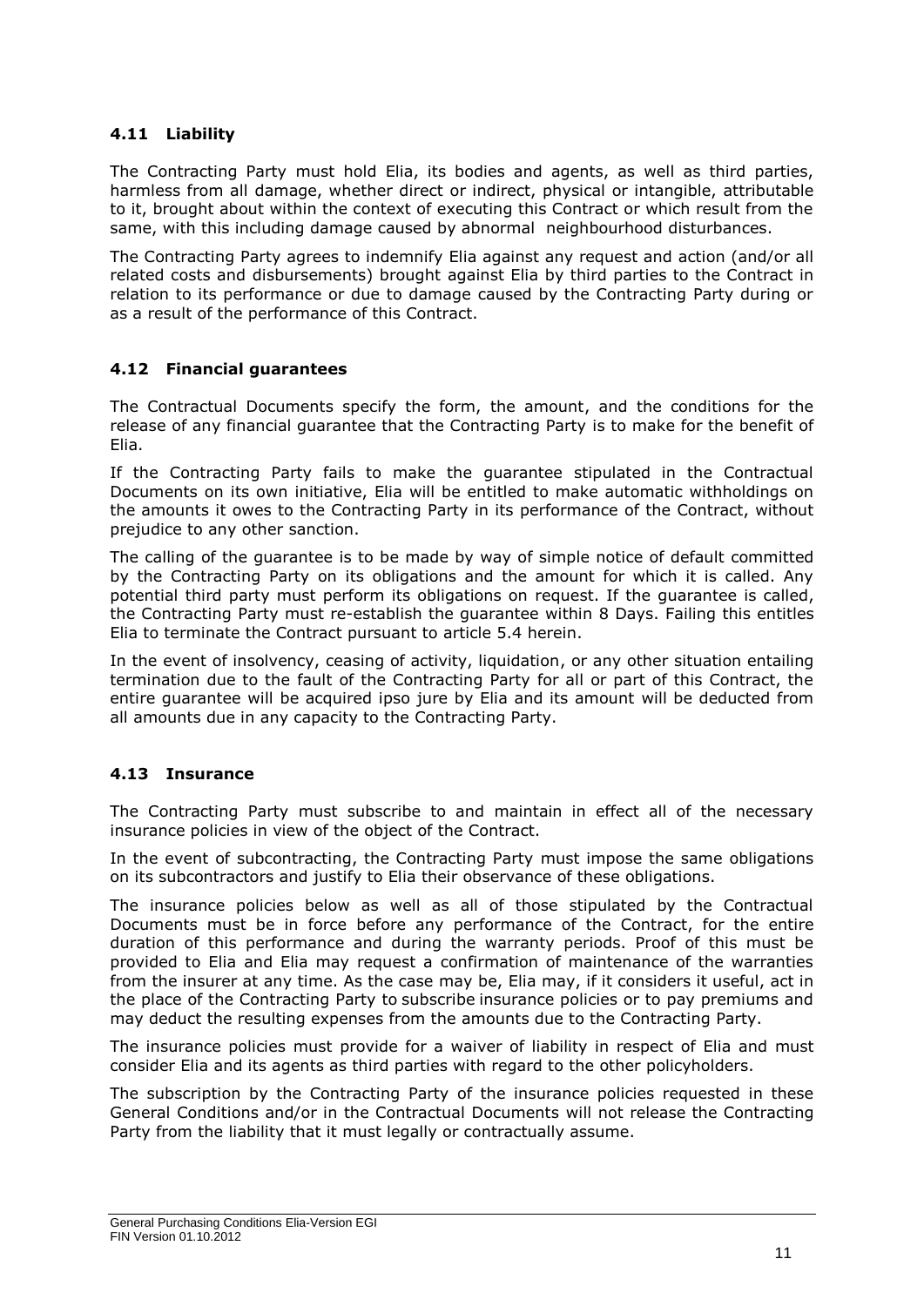### 4.11 Liability

The Contracting Party must hold Elia, its bodies and agents, as well as third parties, harmless from all damage, whether direct or indirect, physical or intangible, attributable to it, brought about within the context of executing this Contract or which result from the same, with this including damage caused by abnormal neighbourhood disturbances.

The Contracting Party agrees to indemnify Elia against any request and action (and/or all related costs and disbursements) brought against Elia by third parties to the Contract in relation to its performance or due to damage caused by the Contracting Party during or as a result of the performance of this Contract.

### 4.12 Financial guarantees

The Contractual Documents specify the form, the amount, and the conditions for the release of any financial guarantee that the Contracting Party is to make for the benefit of Elia.

If the Contracting Party fails to make the guarantee stipulated in the Contractual Documents on its own initiative, Elia will be entitled to make automatic withholdings on the amounts it owes to the Contracting Party in its performance of the Contract, without prejudice to any other sanction.

The calling of the guarantee is to be made by way of simple notice of default committed by the Contracting Party on its obligations and the amount for which it is called. Any potential third party must perform its obligations on request. If the guarantee is called, the Contracting Party must re-establish the guarantee within 8 Days. Failing this entitles Elia to terminate the Contract pursuant to article 5.4 herein.

In the event of insolvency, ceasing of activity, liquidation, or any other situation entailing termination due to the fault of the Contracting Party for all or part of this Contract, the entire guarantee will be acquired ipso jure by Elia and its amount will be deducted from all amounts due in any capacity to the Contracting Party.

### 4.13 Insurance

The Contracting Party must subscribe to and maintain in effect all of the necessary insurance policies in view of the object of the Contract.

In the event of subcontracting, the Contracting Party must impose the same obligations on its subcontractors and justify to Elia their observance of these obligations.

The insurance policies below as well as all of those stipulated by the Contractual Documents must be in force before any performance of the Contract, for the entire duration of this performance and during the warranty periods. Proof of this must be provided to Elia and Elia may request a confirmation of maintenance of the warranties from the insurer at any time. As the case may be, Elia may, if it considers it useful, act in the place of the Contracting Party to subscribe insurance policies or to pay premiums and may deduct the resulting expenses from the amounts due to the Contracting Party.

The insurance policies must provide for a waiver of liability in respect of Elia and must consider Elia and its agents as third parties with regard to the other policyholders.

The subscription by the Contracting Party of the insurance policies requested in these General Conditions and/or in the Contractual Documents will not release the Contracting Party from the liability that it must legally or contractually assume.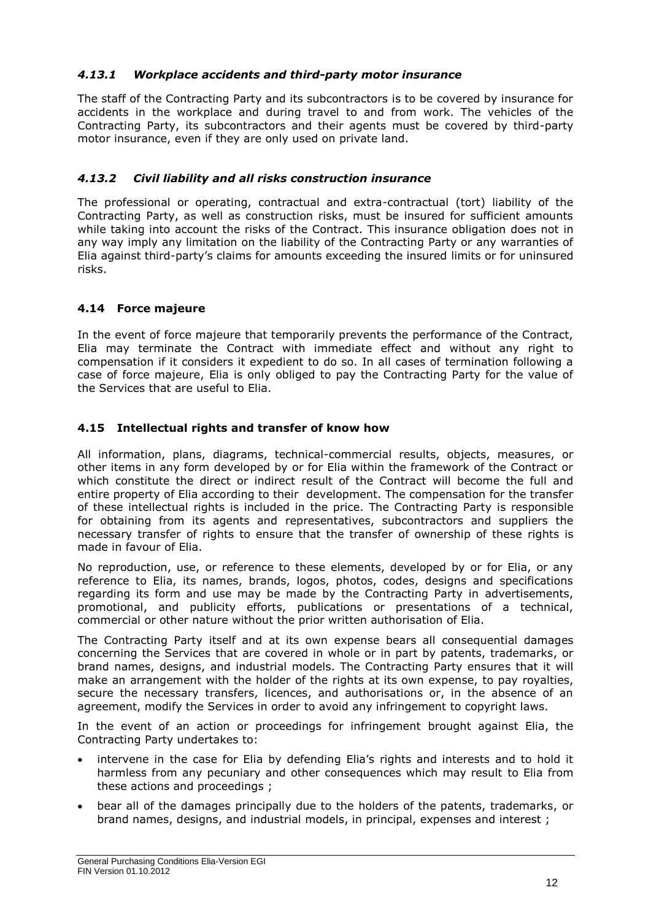#### *4.13.1 Workplace accidents and third-party motor insurance*

The staff of the Contracting Party and its subcontractors is to be covered by insurance for accidents in the workplace and during travel to and from work. The vehicles of the Contracting Party, its subcontractors and their agents must be covered by third-party motor insurance, even if they are only used on private land.

#### *4.13.2 Civil liability and all risks construction insurance*

The professional or operating, contractual and extra-contractual (tort) liability of the Contracting Party, as well as construction risks, must be insured for sufficient amounts while taking into account the risks of the Contract. This insurance obligation does not in any way imply any limitation on the liability of the Contracting Party or any warranties of Elia against third-party's claims for amounts exceeding the insured limits or for uninsured risks.

### 4.14 Force majeure

In the event of force majeure that temporarily prevents the performance of the Contract, Elia may terminate the Contract with immediate effect and without any right to compensation if it considers it expedient to do so. In all cases of termination following a case of force majeure, Elia is only obliged to pay the Contracting Party for the value of the Services that are useful to Elia.

### 4.15 Intellectual rights and transfer of know how

All information, plans, diagrams, technical-commercial results, objects, measures, or other items in any form developed by or for Elia within the framework of the Contract or which constitute the direct or indirect result of the Contract will become the full and entire property of Elia according to their development. The compensation for the transfer of these intellectual rights is included in the price. The Contracting Party is responsible for obtaining from its agents and representatives, subcontractors and suppliers the necessary transfer of rights to ensure that the transfer of ownership of these rights is made in favour of Elia.

No reproduction, use, or reference to these elements, developed by or for Elia, or any reference to Elia, its names, brands, logos, photos, codes, designs and specifications regarding its form and use may be made by the Contracting Party in advertisements, promotional, and publicity efforts, publications or presentations of a technical, commercial or other nature without the prior written authorisation of Elia.

The Contracting Party itself and at its own expense bears all consequential damages concerning the Services that are covered in whole or in part by patents, trademarks, or brand names, designs, and industrial models. The Contracting Party ensures that it will make an arrangement with the holder of the rights at its own expense, to pay royalties, secure the necessary transfers, licences, and authorisations or, in the absence of an agreement, modify the Services in order to avoid any infringement to copyright laws.

In the event of an action or proceedings for infringement brought against Elia, the Contracting Party undertakes to:

- intervene in the case for Elia by defending Elia's rights and interests and to hold it harmless from any pecuniary and other consequences which may result to Elia from these actions and proceedings ;
- bear all of the damages principally due to the holders of the patents, trademarks, or brand names, designs, and industrial models, in principal, expenses and interest ;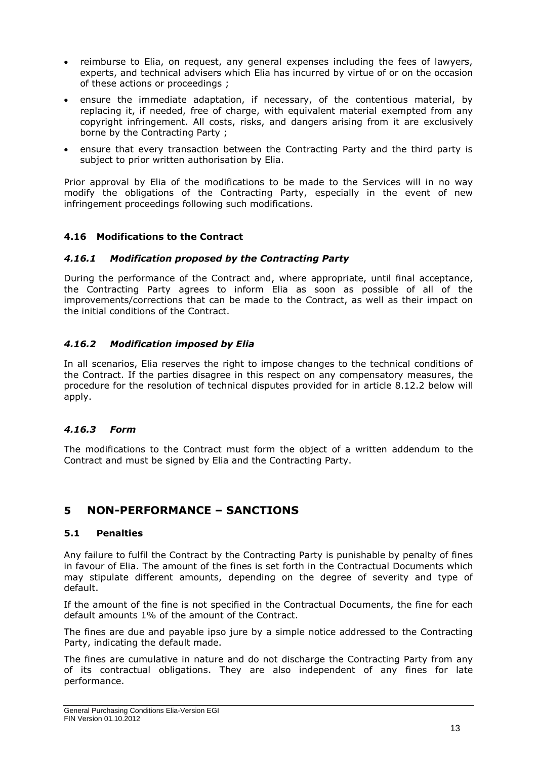- reimburse to Elia, on request, any general expenses including the fees of lawyers, experts, and technical advisers which Elia has incurred by virtue of or on the occasion of these actions or proceedings ;
- ensure the immediate adaptation, if necessary, of the contentious material, by replacing it, if needed, free of charge, with equivalent material exempted from any copyright infringement. All costs, risks, and dangers arising from it are exclusively borne by the Contracting Party ;
- ensure that every transaction between the Contracting Party and the third party is subject to prior written authorisation by Elia.

Prior approval by Elia of the modifications to be made to the Services will in no way modify the obligations of the Contracting Party, especially in the event of new infringement proceedings following such modifications.

### 4.16 Modifications to the Contract

#### *4.16.1 Modification proposed by the Contracting Party*

During the performance of the Contract and, where appropriate, until final acceptance, the Contracting Party agrees to inform Elia as soon as possible of all of the improvements/corrections that can be made to the Contract, as well as their impact on the initial conditions of the Contract.

#### *4.16.2 Modification imposed by Elia*

In all scenarios, Elia reserves the right to impose changes to the technical conditions of the Contract. If the parties disagree in this respect on any compensatory measures, the procedure for the resolution of technical disputes provided for in article 8.12.2 below will apply.

#### *4.16.3 Form*

The modifications to the Contract must form the object of a written addendum to the Contract and must be signed by Elia and the Contracting Party.

## 5 NON-PERFORMANCE – SANCTIONS

### 5.1 Penalties

Any failure to fulfil the Contract by the Contracting Party is punishable by penalty of fines in favour of Elia. The amount of the fines is set forth in the Contractual Documents which may stipulate different amounts, depending on the degree of severity and type of default.

If the amount of the fine is not specified in the Contractual Documents, the fine for each default amounts 1% of the amount of the Contract.

The fines are due and payable ipso jure by a simple notice addressed to the Contracting Party, indicating the default made.

The fines are cumulative in nature and do not discharge the Contracting Party from any of its contractual obligations. They are also independent of any fines for late performance.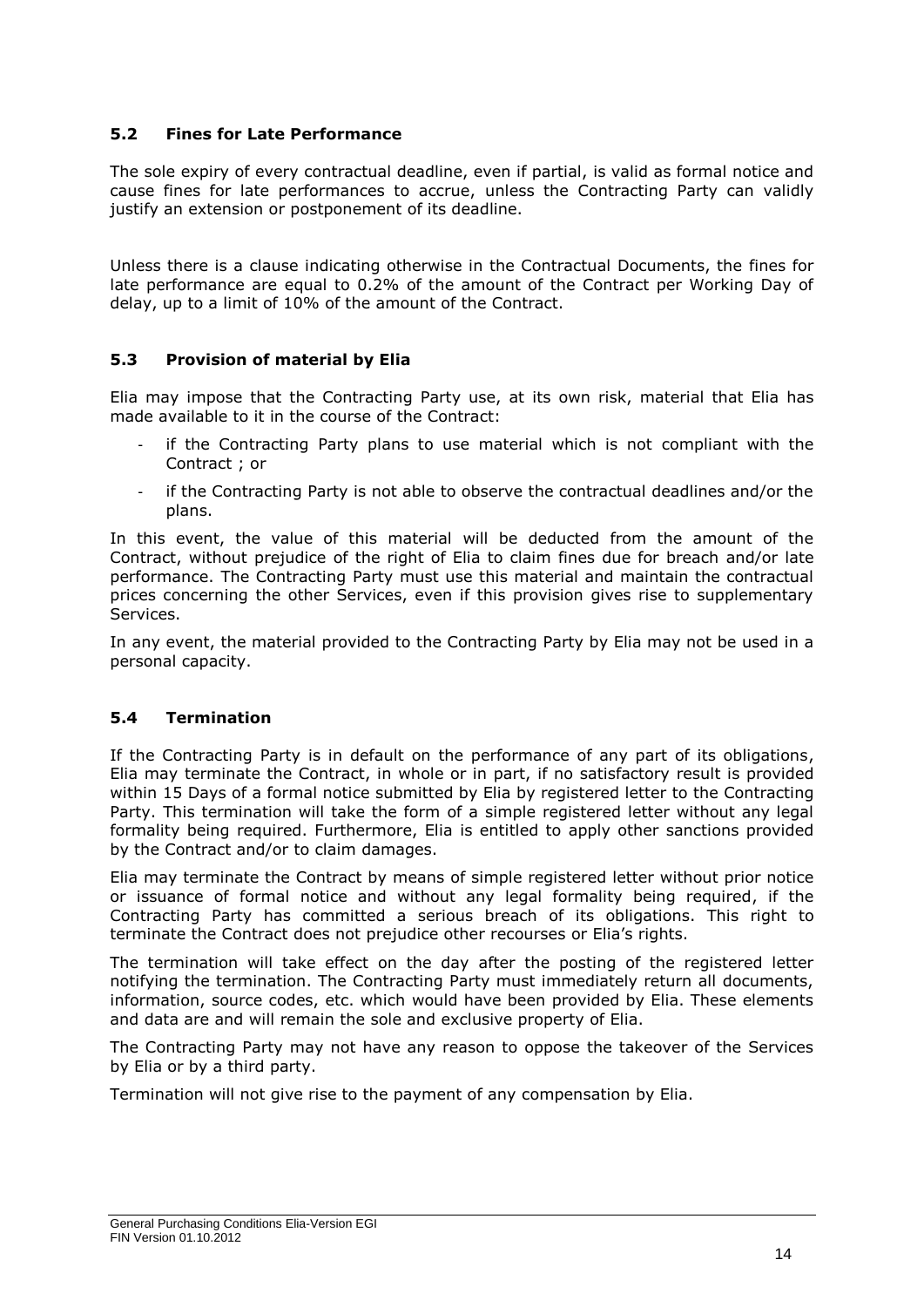### 5.2 Fines for Late Performance

The sole expiry of every contractual deadline, even if partial, is valid as formal notice and cause fines for late performances to accrue, unless the Contracting Party can validly justify an extension or postponement of its deadline.

Unless there is a clause indicating otherwise in the Contractual Documents, the fines for late performance are equal to 0.2% of the amount of the Contract per Working Day of delay, up to a limit of 10% of the amount of the Contract.

### 5.3 Provision of material by Elia

Elia may impose that the Contracting Party use, at its own risk, material that Elia has made available to it in the course of the Contract:

- if the Contracting Party plans to use material which is not compliant with the Contract ; or
- if the Contracting Party is not able to observe the contractual deadlines and/or the plans.

In this event, the value of this material will be deducted from the amount of the Contract, without prejudice of the right of Elia to claim fines due for breach and/or late performance. The Contracting Party must use this material and maintain the contractual prices concerning the other Services, even if this provision gives rise to supplementary Services.

In any event, the material provided to the Contracting Party by Elia may not be used in a personal capacity.

### 5.4 Termination

If the Contracting Party is in default on the performance of any part of its obligations, Elia may terminate the Contract, in whole or in part, if no satisfactory result is provided within 15 Days of a formal notice submitted by Elia by registered letter to the Contracting Party. This termination will take the form of a simple registered letter without any legal formality being required. Furthermore, Elia is entitled to apply other sanctions provided by the Contract and/or to claim damages.

Elia may terminate the Contract by means of simple registered letter without prior notice or issuance of formal notice and without any legal formality being required, if the Contracting Party has committed a serious breach of its obligations. This right to terminate the Contract does not prejudice other recourses or Elia's rights.

The termination will take effect on the day after the posting of the registered letter notifying the termination. The Contracting Party must immediately return all documents, information, source codes, etc. which would have been provided by Elia. These elements and data are and will remain the sole and exclusive property of Elia.

The Contracting Party may not have any reason to oppose the takeover of the Services by Elia or by a third party.

Termination will not give rise to the payment of any compensation by Elia.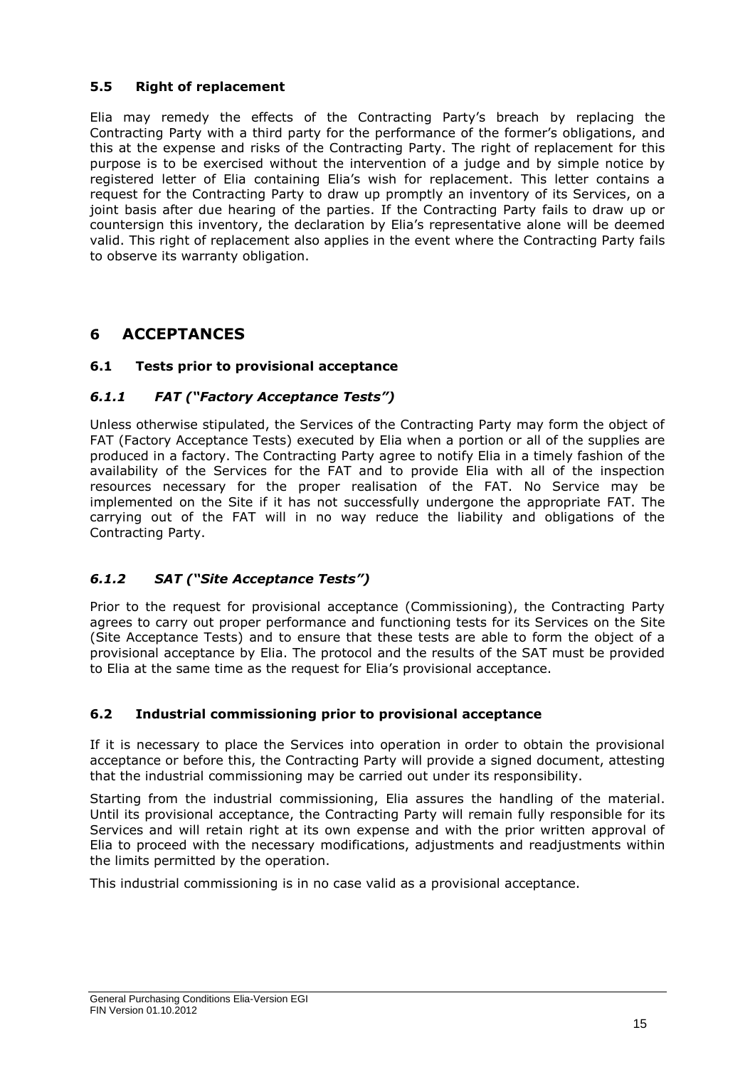### 5.5 Right of replacement

Elia may remedy the effects of the Contracting Party's breach by replacing the Contracting Party with a third party for the performance of the former's obligations, and this at the expense and risks of the Contracting Party. The right of replacement for this purpose is to be exercised without the intervention of a judge and by simple notice by registered letter of Elia containing Elia's wish for replacement. This letter contains a request for the Contracting Party to draw up promptly an inventory of its Services, on a joint basis after due hearing of the parties. If the Contracting Party fails to draw up or countersign this inventory, the declaration by Elia's representative alone will be deemed valid. This right of replacement also applies in the event where the Contracting Party fails to observe its warranty obligation.

## 6 ACCEPTANCES

### 6.1 Tests prior to provisional acceptance

#### *6.1.1 FAT ("Factory Acceptance Tests")*

Unless otherwise stipulated, the Services of the Contracting Party may form the object of FAT (Factory Acceptance Tests) executed by Elia when a portion or all of the supplies are produced in a factory. The Contracting Party agree to notify Elia in a timely fashion of the availability of the Services for the FAT and to provide Elia with all of the inspection resources necessary for the proper realisation of the FAT. No Service may be implemented on the Site if it has not successfully undergone the appropriate FAT. The carrying out of the FAT will in no way reduce the liability and obligations of the Contracting Party.

#### *6.1.2 SAT ("Site Acceptance Tests")*

Prior to the request for provisional acceptance (Commissioning), the Contracting Party agrees to carry out proper performance and functioning tests for its Services on the Site (Site Acceptance Tests) and to ensure that these tests are able to form the object of a provisional acceptance by Elia. The protocol and the results of the SAT must be provided to Elia at the same time as the request for Elia's provisional acceptance.

### 6.2 Industrial commissioning prior to provisional acceptance

If it is necessary to place the Services into operation in order to obtain the provisional acceptance or before this, the Contracting Party will provide a signed document, attesting that the industrial commissioning may be carried out under its responsibility.

Starting from the industrial commissioning, Elia assures the handling of the material. Until its provisional acceptance, the Contracting Party will remain fully responsible for its Services and will retain right at its own expense and with the prior written approval of Elia to proceed with the necessary modifications, adjustments and readjustments within the limits permitted by the operation.

This industrial commissioning is in no case valid as a provisional acceptance.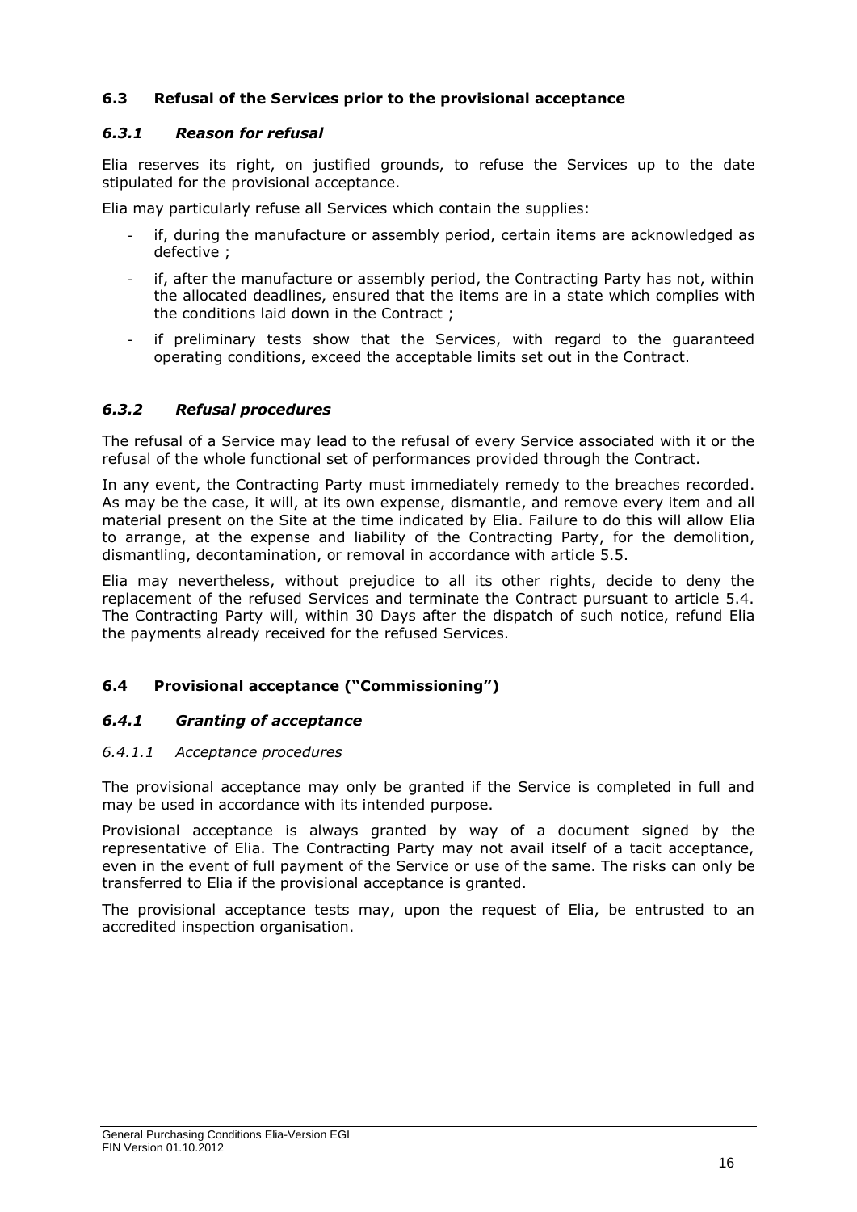## 6.3 Refusal of the Services prior to the provisional acceptance

### *6.3.1 Reason for refusal*

Elia reserves its right, on justified grounds, to refuse the Services up to the date stipulated for the provisional acceptance.

Elia may particularly refuse all Services which contain the supplies:

- if, during the manufacture or assembly period, certain items are acknowledged as defective ;
- if, after the manufacture or assembly period, the Contracting Party has not, within the allocated deadlines, ensured that the items are in a state which complies with the conditions laid down in the Contract ;
- if preliminary tests show that the Services, with regard to the guaranteed operating conditions, exceed the acceptable limits set out in the Contract.

### *6.3.2 Refusal procedures*

The refusal of a Service may lead to the refusal of every Service associated with it or the refusal of the whole functional set of performances provided through the Contract.

In any event, the Contracting Party must immediately remedy to the breaches recorded. As may be the case, it will, at its own expense, dismantle, and remove every item and all material present on the Site at the time indicated by Elia. Failure to do this will allow Elia to arrange, at the expense and liability of the Contracting Party, for the demolition, dismantling, decontamination, or removal in accordance with article 5.5.

Elia may nevertheless, without prejudice to all its other rights, decide to deny the replacement of the refused Services and terminate the Contract pursuant to article 5.4. The Contracting Party will, within 30 Days after the dispatch of such notice, refund Elia the payments already received for the refused Services.

## 6.4 Provisional acceptance ("Commissioning")

### *6.4.1 Granting of acceptance*

#### *6.4.1.1 Acceptance procedures*

The provisional acceptance may only be granted if the Service is completed in full and may be used in accordance with its intended purpose.

Provisional acceptance is always granted by way of a document signed by the representative of Elia. The Contracting Party may not avail itself of a tacit acceptance, even in the event of full payment of the Service or use of the same. The risks can only be transferred to Elia if the provisional acceptance is granted.

The provisional acceptance tests may, upon the request of Elia, be entrusted to an accredited inspection organisation.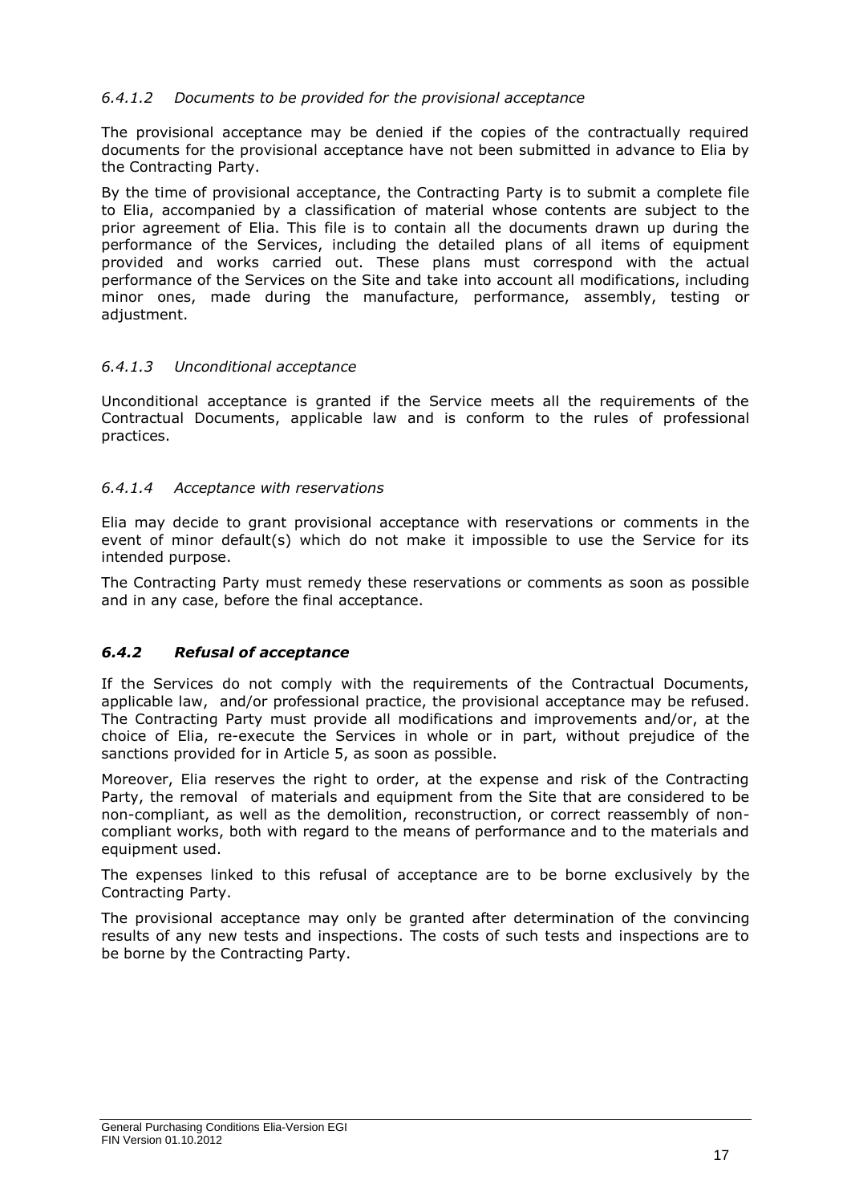#### *6.4.1.2 Documents to be provided for the provisional acceptance*

The provisional acceptance may be denied if the copies of the contractually required documents for the provisional acceptance have not been submitted in advance to Elia by the Contracting Party.

By the time of provisional acceptance, the Contracting Party is to submit a complete file to Elia, accompanied by a classification of material whose contents are subject to the prior agreement of Elia. This file is to contain all the documents drawn up during the performance of the Services, including the detailed plans of all items of equipment provided and works carried out. These plans must correspond with the actual performance of the Services on the Site and take into account all modifications, including minor ones, made during the manufacture, performance, assembly, testing or adjustment.

#### *6.4.1.3 Unconditional acceptance*

Unconditional acceptance is granted if the Service meets all the requirements of the Contractual Documents, applicable law and is conform to the rules of professional practices.

#### *6.4.1.4 Acceptance with reservations*

Elia may decide to grant provisional acceptance with reservations or comments in the event of minor default(s) which do not make it impossible to use the Service for its intended purpose.

The Contracting Party must remedy these reservations or comments as soon as possible and in any case, before the final acceptance.

### ***6.4.2 Refusal of acceptance***

If the Services do not comply with the requirements of the Contractual Documents, applicable law, and/or professional practice, the provisional acceptance may be refused. The Contracting Party must provide all modifications and improvements and/or, at the choice of Elia, re-execute the Services in whole or in part, without prejudice of the sanctions provided for in Article 5, as soon as possible.

Moreover, Elia reserves the right to order, at the expense and risk of the Contracting Party, the removal of materials and equipment from the Site that are considered to be non-compliant, as well as the demolition, reconstruction, or correct reassembly of non-compliant works, both with regard to the means of performance and to the materials and equipment used.

The expenses linked to this refusal of acceptance are to be borne exclusively by the Contracting Party.

The provisional acceptance may only be granted after determination of the convincing results of any new tests and inspections. The costs of such tests and inspections are to be borne by the Contracting Party.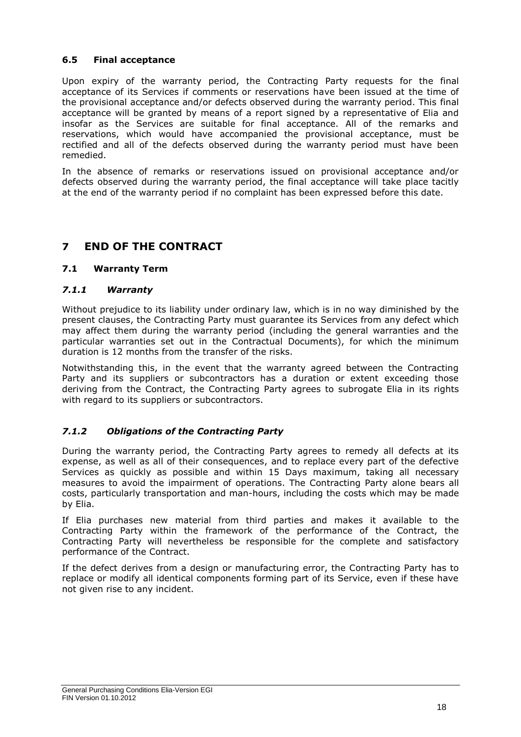### 6.5 Final acceptance

Upon expiry of the warranty period, the Contracting Party requests for the final acceptance of its Services if comments or reservations have been issued at the time of the provisional acceptance and/or defects observed during the warranty period. This final acceptance will be granted by means of a report signed by a representative of Elia and insofar as the Services are suitable for final acceptance. All of the remarks and reservations, which would have accompanied the provisional acceptance, must be rectified and all of the defects observed during the warranty period must have been remedied.

In the absence of remarks or reservations issued on provisional acceptance and/or defects observed during the warranty period, the final acceptance will take place tacitly at the end of the warranty period if no complaint has been expressed before this date.

## 7 END OF THE CONTRACT

### 7.1 Warranty Term

#### *7.1.1 Warranty*

Without prejudice to its liability under ordinary law, which is in no way diminished by the present clauses, the Contracting Party must guarantee its Services from any defect which may affect them during the warranty period (including the general warranties and the particular warranties set out in the Contractual Documents), for which the minimum duration is 12 months from the transfer of the risks.

Notwithstanding this, in the event that the warranty agreed between the Contracting Party and its suppliers or subcontractors has a duration or extent exceeding those deriving from the Contract, the Contracting Party agrees to subrogate Elia in its rights with regard to its suppliers or subcontractors.

#### *7.1.2 Obligations of the Contracting Party*

During the warranty period, the Contracting Party agrees to remedy all defects at its expense, as well as all of their consequences, and to replace every part of the defective Services as quickly as possible and within 15 Days maximum, taking all necessary measures to avoid the impairment of operations. The Contracting Party alone bears all costs, particularly transportation and man-hours, including the costs which may be made by Elia.

If Elia purchases new material from third parties and makes it available to the Contracting Party within the framework of the performance of the Contract, the Contracting Party will nevertheless be responsible for the complete and satisfactory performance of the Contract.

If the defect derives from a design or manufacturing error, the Contracting Party has to replace or modify all identical components forming part of its Service, even if these have not given rise to any incident.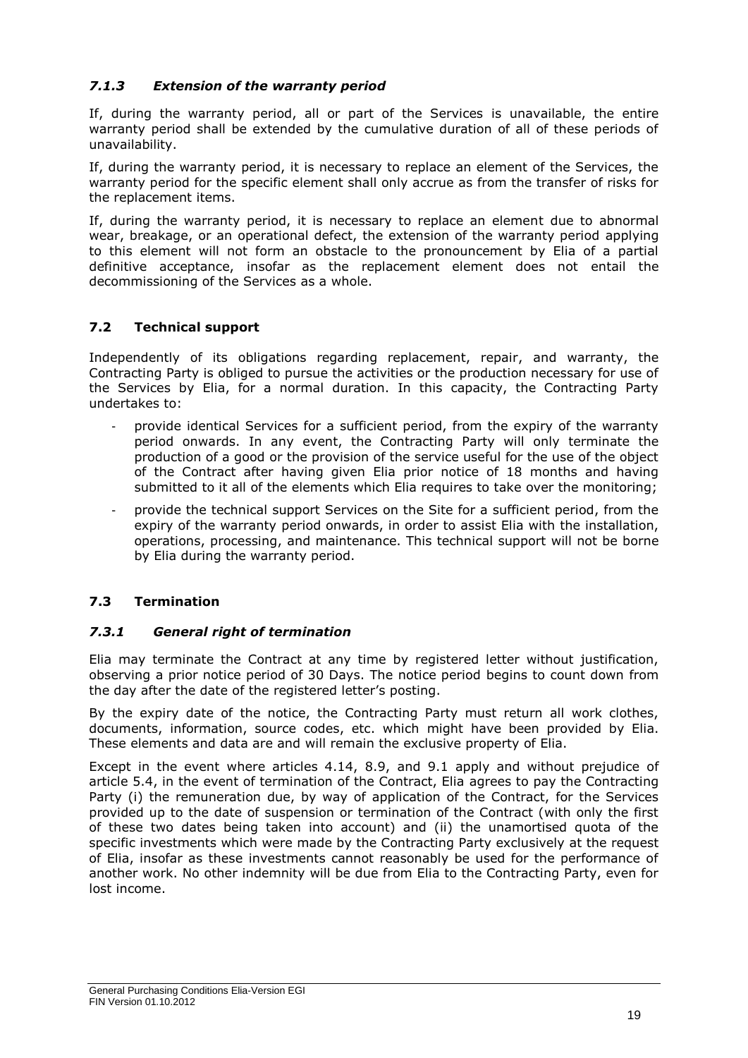### *7.1.3 Extension of the warranty period*

If, during the warranty period, all or part of the Services is unavailable, the entire warranty period shall be extended by the cumulative duration of all of these periods of unavailability.

If, during the warranty period, it is necessary to replace an element of the Services, the warranty period for the specific element shall only accrue as from the transfer of risks for the replacement items.

If, during the warranty period, it is necessary to replace an element due to abnormal wear, breakage, or an operational defect, the extension of the warranty period applying to this element will not form an obstacle to the pronouncement by Elia of a partial definitive acceptance, insofar as the replacement element does not entail the decommissioning of the Services as a whole.

## 7.2 Technical support

Independently of its obligations regarding replacement, repair, and warranty, the Contracting Party is obliged to pursue the activities or the production necessary for use of the Services by Elia, for a normal duration. In this capacity, the Contracting Party undertakes to:

- provide identical Services for a sufficient period, from the expiry of the warranty period onwards. In any event, the Contracting Party will only terminate the production of a good or the provision of the service useful for the use of the object of the Contract after having given Elia prior notice of 18 months and having submitted to it all of the elements which Elia requires to take over the monitoring;
- provide the technical support Services on the Site for a sufficient period, from the expiry of the warranty period onwards, in order to assist Elia with the installation, operations, processing, and maintenance. This technical support will not be borne by Elia during the warranty period.

## 7.3 Termination

### *7.3.1 General right of termination*

Elia may terminate the Contract at any time by registered letter without justification, observing a prior notice period of 30 Days. The notice period begins to count down from the day after the date of the registered letter's posting.

By the expiry date of the notice, the Contracting Party must return all work clothes, documents, information, source codes, etc. which might have been provided by Elia. These elements and data are and will remain the exclusive property of Elia.

Except in the event where articles 4.14, 8.9, and 9.1 apply and without prejudice of article 5.4, in the event of termination of the Contract, Elia agrees to pay the Contracting Party (i) the remuneration due, by way of application of the Contract, for the Services provided up to the date of suspension or termination of the Contract (with only the first of these two dates being taken into account) and (ii) the unamortised quota of the specific investments which were made by the Contracting Party exclusively at the request of Elia, insofar as these investments cannot reasonably be used for the performance of another work. No other indemnity will be due from Elia to the Contracting Party, even for lost income.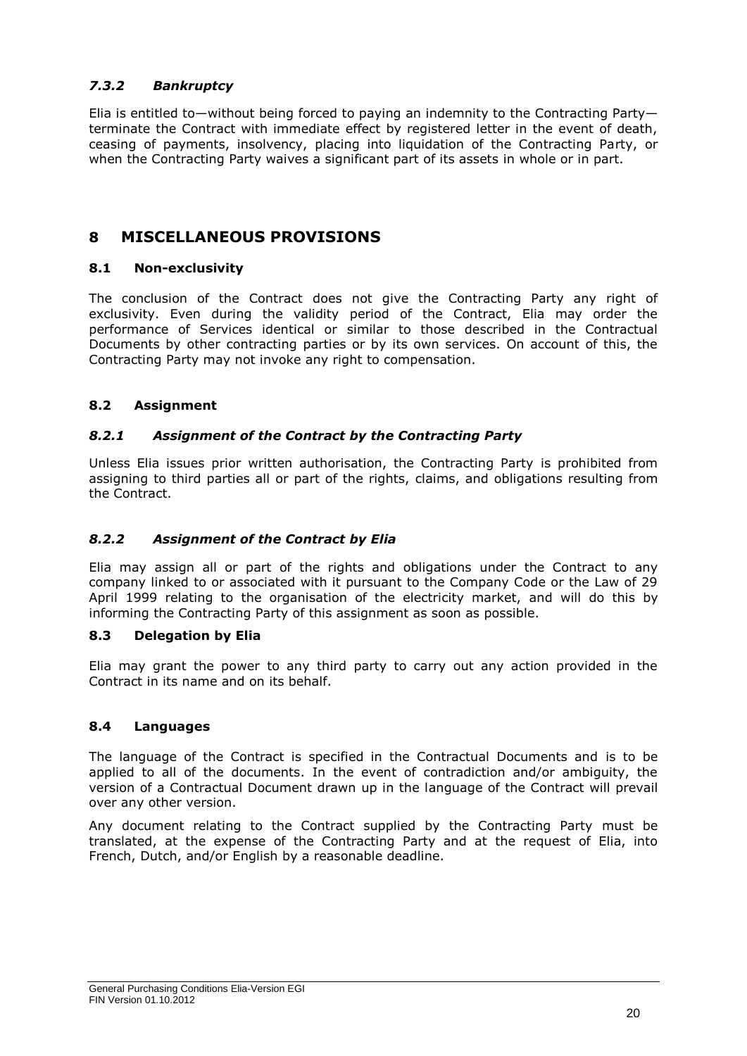### *7.3.2 Bankruptcy*

Elia is entitled to—without being forced to paying an indemnity to the Contracting Party—terminate the Contract with immediate effect by registered letter in the event of death, ceasing of payments, insolvency, placing into liquidation of the Contracting Party, or when the Contracting Party waives a significant part of its assets in whole or in part.

# 8 MISCELLANEOUS PROVISIONS

## 8.1 Non-exclusivity

The conclusion of the Contract does not give the Contracting Party any right of exclusivity. Even during the validity period of the Contract, Elia may order the performance of Services identical or similar to those described in the Contractual Documents by other contracting parties or by its own services. On account of this, the Contracting Party may not invoke any right to compensation.

## 8.2 Assignment

### *8.2.1 Assignment of the Contract by the Contracting Party*

Unless Elia issues prior written authorisation, the Contracting Party is prohibited from assigning to third parties all or part of the rights, claims, and obligations resulting from the Contract.

### *8.2.2 Assignment of the Contract by Elia*

Elia may assign all or part of the rights and obligations under the Contract to any company linked to or associated with it pursuant to the Company Code or the Law of 29 April 1999 relating to the organisation of the electricity market, and will do this by informing the Contracting Party of this assignment as soon as possible.

## 8.3 Delegation by Elia

Elia may grant the power to any third party to carry out any action provided in the Contract in its name and on its behalf.

## 8.4 Languages

The language of the Contract is specified in the Contractual Documents and is to be applied to all of the documents. In the event of contradiction and/or ambiguity, the version of a Contractual Document drawn up in the language of the Contract will prevail over any other version.

Any document relating to the Contract supplied by the Contracting Party must be translated, at the expense of the Contracting Party and at the request of Elia, into French, Dutch, and/or English by a reasonable deadline.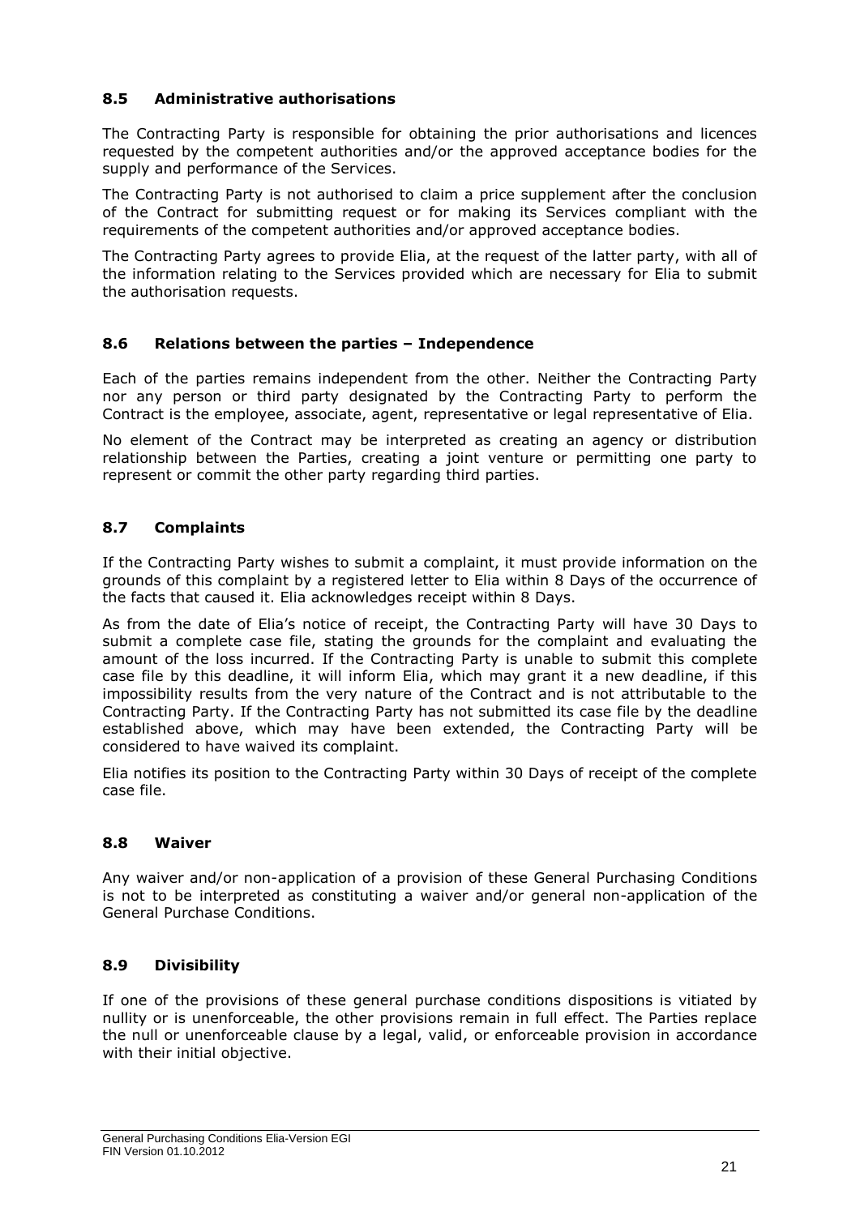### 8.5 Administrative authorisations

The Contracting Party is responsible for obtaining the prior authorisations and licences requested by the competent authorities and/or the approved acceptance bodies for the supply and performance of the Services.

The Contracting Party is not authorised to claim a price supplement after the conclusion of the Contract for submitting request or for making its Services compliant with the requirements of the competent authorities and/or approved acceptance bodies.

The Contracting Party agrees to provide Elia, at the request of the latter party, with all of the information relating to the Services provided which are necessary for Elia to submit the authorisation requests.

### 8.6 Relations between the parties – Independence

Each of the parties remains independent from the other. Neither the Contracting Party nor any person or third party designated by the Contracting Party to perform the Contract is the employee, associate, agent, representative or legal representative of Elia.

No element of the Contract may be interpreted as creating an agency or distribution relationship between the Parties, creating a joint venture or permitting one party to represent or commit the other party regarding third parties.

### 8.7 Complaints

If the Contracting Party wishes to submit a complaint, it must provide information on the grounds of this complaint by a registered letter to Elia within 8 Days of the occurrence of the facts that caused it. Elia acknowledges receipt within 8 Days.

As from the date of Elia's notice of receipt, the Contracting Party will have 30 Days to submit a complete case file, stating the grounds for the complaint and evaluating the amount of the loss incurred. If the Contracting Party is unable to submit this complete case file by this deadline, it will inform Elia, which may grant it a new deadline, if this impossibility results from the very nature of the Contract and is not attributable to the Contracting Party. If the Contracting Party has not submitted its case file by the deadline established above, which may have been extended, the Contracting Party will be considered to have waived its complaint.

Elia notifies its position to the Contracting Party within 30 Days of receipt of the complete case file.

### 8.8 Waiver

Any waiver and/or non-application of a provision of these General Purchasing Conditions is not to be interpreted as constituting a waiver and/or general non-application of the General Purchase Conditions.

### 8.9 Divisibility

If one of the provisions of these general purchase conditions dispositions is vitiated by nullity or is unenforceable, the other provisions remain in full effect. The Parties replace the null or unenforceable clause by a legal, valid, or enforceable provision in accordance with their initial objective.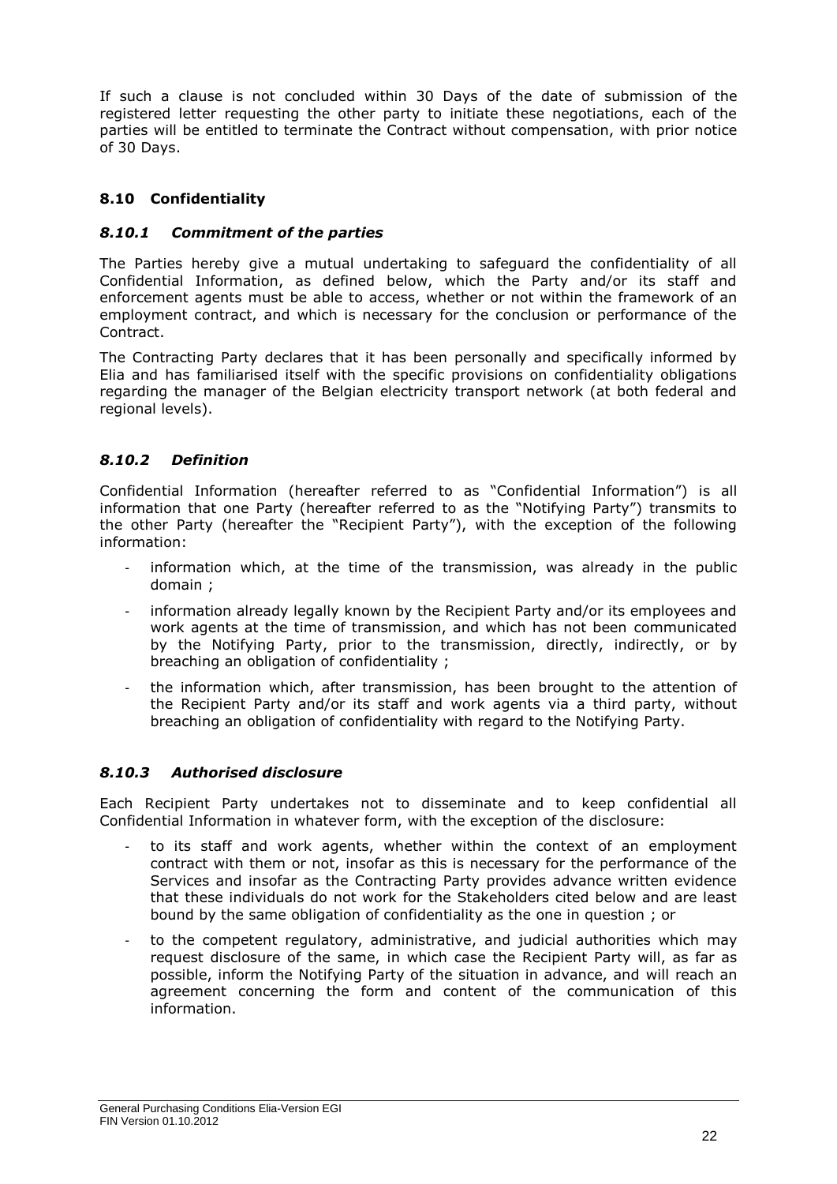If such a clause is not concluded within 30 Days of the date of submission of the registered letter requesting the other party to initiate these negotiations, each of the parties will be entitled to terminate the Contract without compensation, with prior notice of 30 Days.

## 8.10 Confidentiality

### *8.10.1 Commitment of the parties*

The Parties hereby give a mutual undertaking to safeguard the confidentiality of all Confidential Information, as defined below, which the Party and/or its staff and enforcement agents must be able to access, whether or not within the framework of an employment contract, and which is necessary for the conclusion or performance of the Contract.

The Contracting Party declares that it has been personally and specifically informed by Elia and has familiarised itself with the specific provisions on confidentiality obligations regarding the manager of the Belgian electricity transport network (at both federal and regional levels).

### *8.10.2 Definition*

Confidential Information (hereafter referred to as "Confidential Information") is all information that one Party (hereafter referred to as the "Notifying Party") transmits to the other Party (hereafter the "Recipient Party"), with the exception of the following information:

- information which, at the time of the transmission, was already in the public domain ;
- information already legally known by the Recipient Party and/or its employees and work agents at the time of transmission, and which has not been communicated by the Notifying Party, prior to the transmission, directly, indirectly, or by breaching an obligation of confidentiality ;
- the information which, after transmission, has been brought to the attention of the Recipient Party and/or its staff and work agents via a third party, without breaching an obligation of confidentiality with regard to the Notifying Party.

### *8.10.3 Authorised disclosure*

Each Recipient Party undertakes not to disseminate and to keep confidential all Confidential Information in whatever form, with the exception of the disclosure:

- to its staff and work agents, whether within the context of an employment contract with them or not, insofar as this is necessary for the performance of the Services and insofar as the Contracting Party provides advance written evidence that these individuals do not work for the Stakeholders cited below and are least bound by the same obligation of confidentiality as the one in question ; or
- to the competent regulatory, administrative, and judicial authorities which may request disclosure of the same, in which case the Recipient Party will, as far as possible, inform the Notifying Party of the situation in advance, and will reach an agreement concerning the form and content of the communication of this information.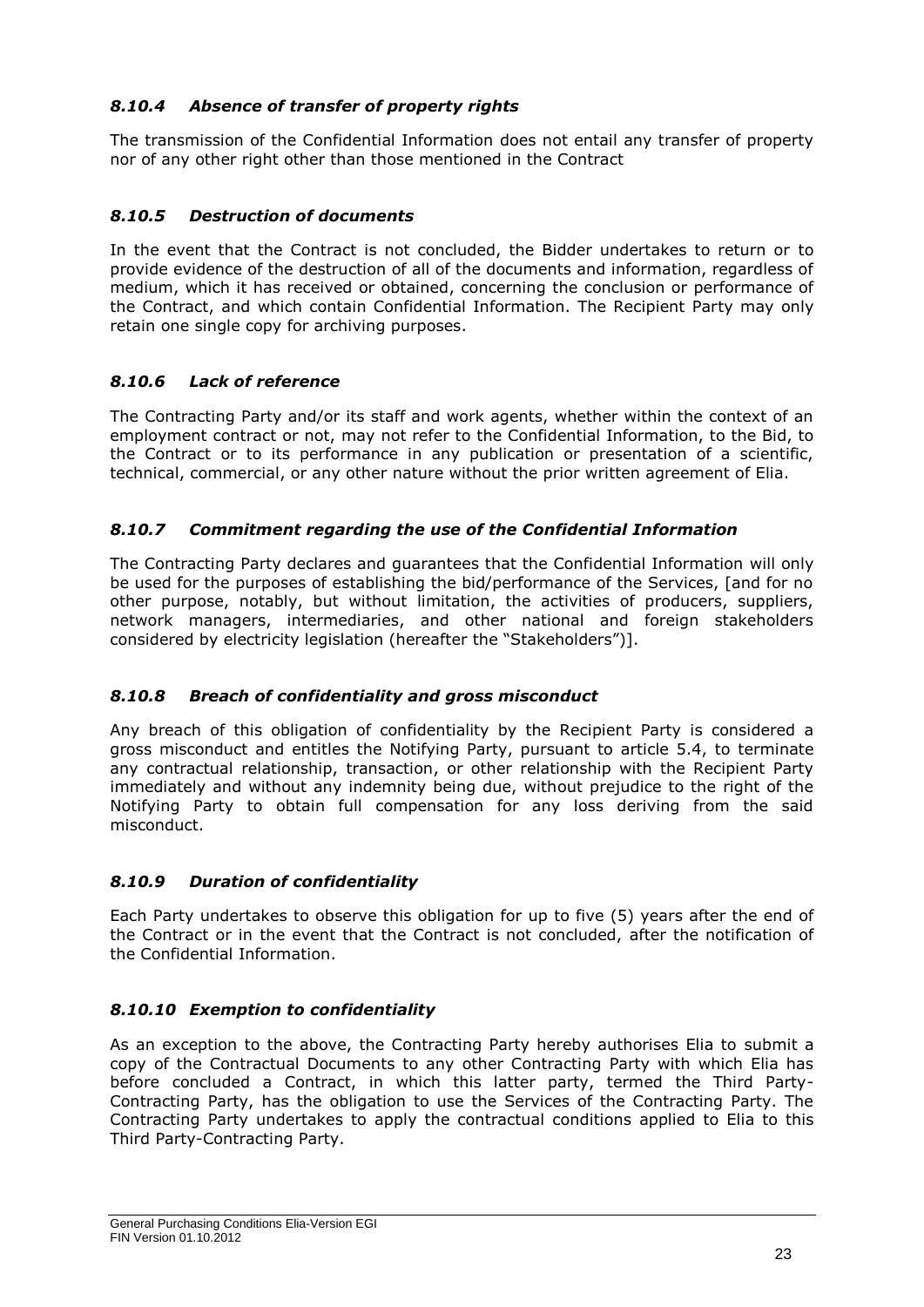### *8.10.4 Absence of transfer of property rights*

The transmission of the Confidential Information does not entail any transfer of property nor of any other right other than those mentioned in the Contract

### *8.10.5 Destruction of documents*

In the event that the Contract is not concluded, the Bidder undertakes to return or to provide evidence of the destruction of all of the documents and information, regardless of medium, which it has received or obtained, concerning the conclusion or performance of the Contract, and which contain Confidential Information. The Recipient Party may only retain one single copy for archiving purposes.

### *8.10.6 Lack of reference*

The Contracting Party and/or its staff and work agents, whether within the context of an employment contract or not, may not refer to the Confidential Information, to the Bid, to the Contract or to its performance in any publication or presentation of a scientific, technical, commercial, or any other nature without the prior written agreement of Elia.

### *8.10.7 Commitment regarding the use of the Confidential Information*

The Contracting Party declares and guarantees that the Confidential Information will only be used for the purposes of establishing the bid/performance of the Services, [and for no other purpose, notably, but without limitation, the activities of producers, suppliers, network managers, intermediaries, and other national and foreign stakeholders considered by electricity legislation (hereafter the "Stakeholders")].

### *8.10.8 Breach of confidentiality and gross misconduct*

Any breach of this obligation of confidentiality by the Recipient Party is considered a gross misconduct and entitles the Notifying Party, pursuant to article 5.4, to terminate any contractual relationship, transaction, or other relationship with the Recipient Party immediately and without any indemnity being due, without prejudice to the right of the Notifying Party to obtain full compensation for any loss deriving from the said misconduct.

### *8.10.9 Duration of confidentiality*

Each Party undertakes to observe this obligation for up to five (5) years after the end of the Contract or in the event that the Contract is not concluded, after the notification of the Confidential Information.

### *8.10.10 Exemption to confidentiality*

As an exception to the above, the Contracting Party hereby authorises Elia to submit a copy of the Contractual Documents to any other Contracting Party with which Elia has before concluded a Contract, in which this latter party, termed the Third Party-Contracting Party, has the obligation to use the Services of the Contracting Party. The Contracting Party undertakes to apply the contractual conditions applied to Elia to this Third Party-Contracting Party.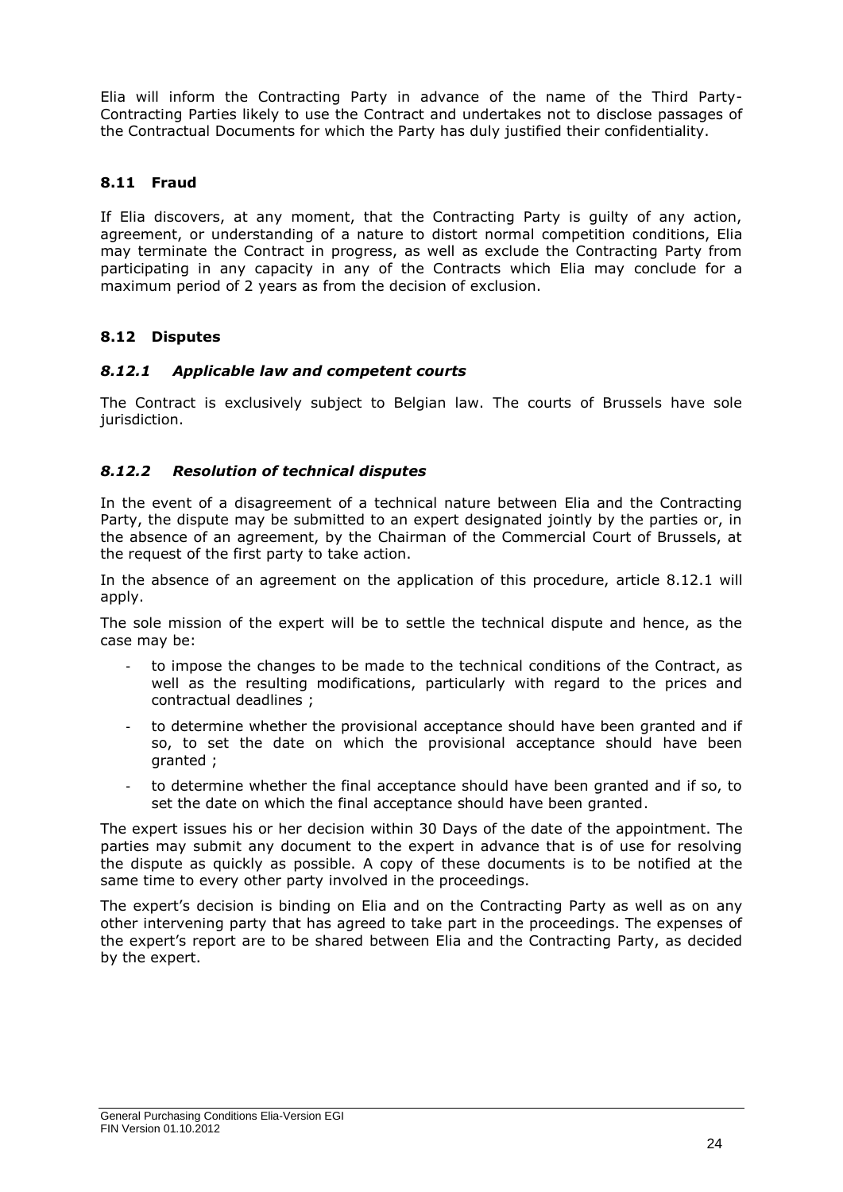Elia will inform the Contracting Party in advance of the name of the Third Party-Contracting Parties likely to use the Contract and undertakes not to disclose passages of the Contractual Documents for which the Party has duly justified their confidentiality.

## 8.11 Fraud

If Elia discovers, at any moment, that the Contracting Party is guilty of any action, agreement, or understanding of a nature to distort normal competition conditions, Elia may terminate the Contract in progress, as well as exclude the Contracting Party from participating in any capacity in any of the Contracts which Elia may conclude for a maximum period of 2 years as from the decision of exclusion.

## 8.12 Disputes

### *8.12.1 Applicable law and competent courts*

The Contract is exclusively subject to Belgian law. The courts of Brussels have sole jurisdiction.

### *8.12.2 Resolution of technical disputes*

In the event of a disagreement of a technical nature between Elia and the Contracting Party, the dispute may be submitted to an expert designated jointly by the parties or, in the absence of an agreement, by the Chairman of the Commercial Court of Brussels, at the request of the first party to take action.

In the absence of an agreement on the application of this procedure, article 8.12.1 will apply.

The sole mission of the expert will be to settle the technical dispute and hence, as the case may be:

- to impose the changes to be made to the technical conditions of the Contract, as well as the resulting modifications, particularly with regard to the prices and contractual deadlines ;
- to determine whether the provisional acceptance should have been granted and if so, to set the date on which the provisional acceptance should have been granted ;
- to determine whether the final acceptance should have been granted and if so, to set the date on which the final acceptance should have been granted.

The expert issues his or her decision within 30 Days of the date of the appointment. The parties may submit any document to the expert in advance that is of use for resolving the dispute as quickly as possible. A copy of these documents is to be notified at the same time to every other party involved in the proceedings.

The expert's decision is binding on Elia and on the Contracting Party as well as on any other intervening party that has agreed to take part in the proceedings. The expenses of the expert's report are to be shared between Elia and the Contracting Party, as decided by the expert.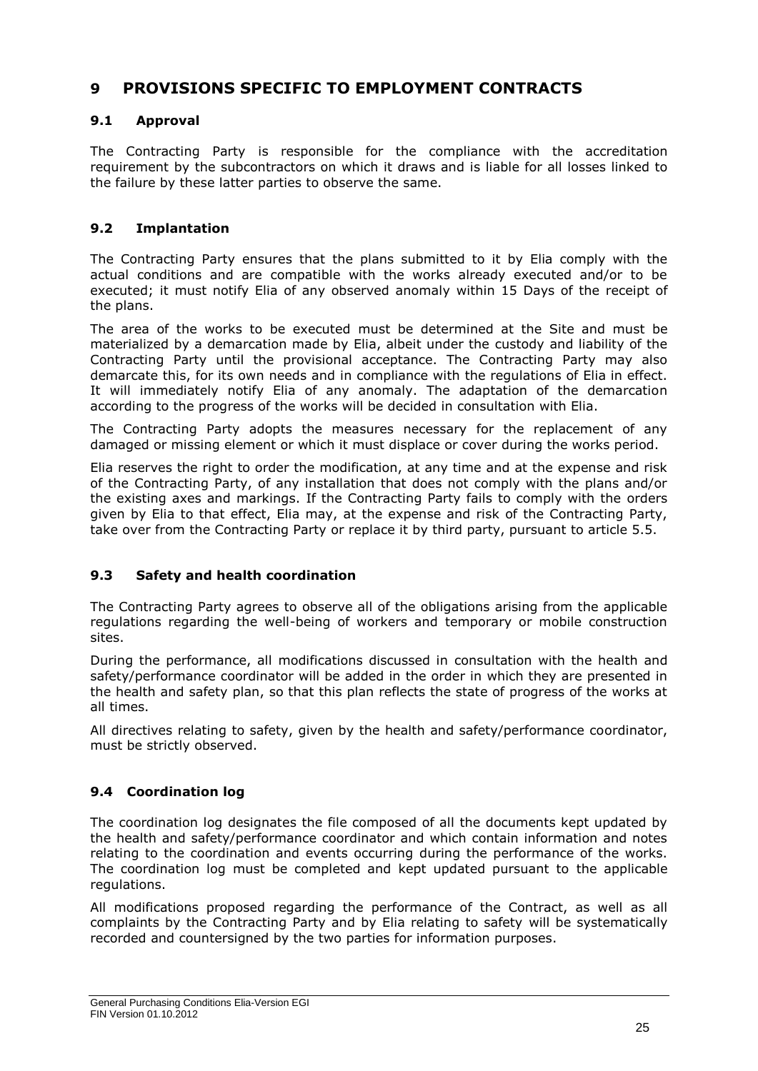# 9 PROVISIONS SPECIFIC TO EMPLOYMENT CONTRACTS

## 9.1 Approval

The Contracting Party is responsible for the compliance with the accreditation requirement by the subcontractors on which it draws and is liable for all losses linked to the failure by these latter parties to observe the same.

## 9.2 Implantation

The Contracting Party ensures that the plans submitted to it by Elia comply with the actual conditions and are compatible with the works already executed and/or to be executed; it must notify Elia of any observed anomaly within 15 Days of the receipt of the plans.

The area of the works to be executed must be determined at the Site and must be materialized by a demarcation made by Elia, albeit under the custody and liability of the Contracting Party until the provisional acceptance. The Contracting Party may also demarcate this, for its own needs and in compliance with the regulations of Elia in effect. It will immediately notify Elia of any anomaly. The adaptation of the demarcation according to the progress of the works will be decided in consultation with Elia.

The Contracting Party adopts the measures necessary for the replacement of any damaged or missing element or which it must displace or cover during the works period.

Elia reserves the right to order the modification, at any time and at the expense and risk of the Contracting Party, of any installation that does not comply with the plans and/or the existing axes and markings. If the Contracting Party fails to comply with the orders given by Elia to that effect, Elia may, at the expense and risk of the Contracting Party, take over from the Contracting Party or replace it by third party, pursuant to article 5.5.

## 9.3 Safety and health coordination

The Contracting Party agrees to observe all of the obligations arising from the applicable regulations regarding the well-being of workers and temporary or mobile construction sites.

During the performance, all modifications discussed in consultation with the health and safety/performance coordinator will be added in the order in which they are presented in the health and safety plan, so that this plan reflects the state of progress of the works at all times.

All directives relating to safety, given by the health and safety/performance coordinator, must be strictly observed.

## 9.4 Coordination log

The coordination log designates the file composed of all the documents kept updated by the health and safety/performance coordinator and which contain information and notes relating to the coordination and events occurring during the performance of the works. The coordination log must be completed and kept updated pursuant to the applicable regulations.

All modifications proposed regarding the performance of the Contract, as well as all complaints by the Contracting Party and by Elia relating to safety will be systematically recorded and countersigned by the two parties for information purposes.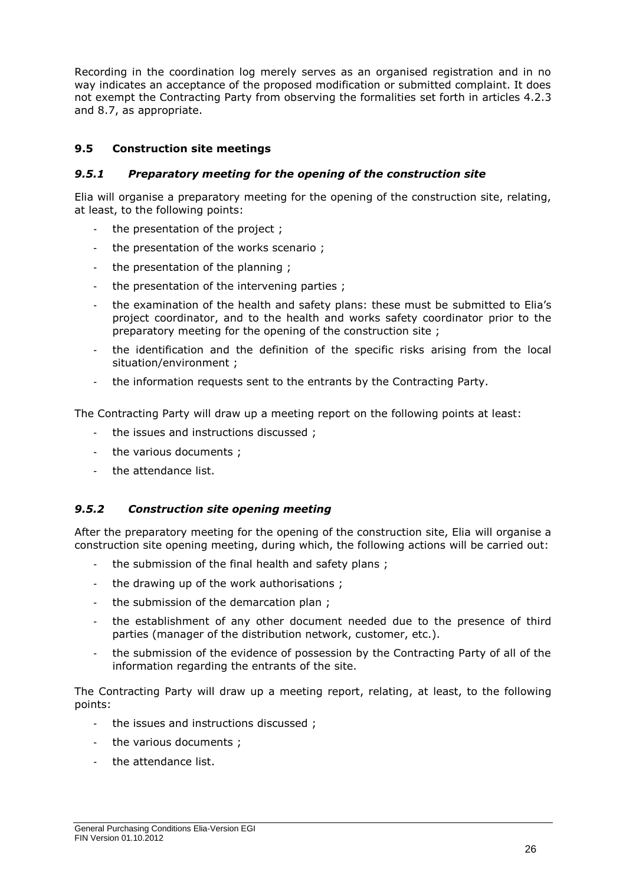Recording in the coordination log merely serves as an organised registration and in no way indicates an acceptance of the proposed modification or submitted complaint. It does not exempt the Contracting Party from observing the formalities set forth in articles 4.2.3 and 8.7, as appropriate.

## 9.5 Construction site meetings

### *9.5.1 Preparatory meeting for the opening of the construction site*

Elia will organise a preparatory meeting for the opening of the construction site, relating, at least, to the following points:

- the presentation of the project ;
- the presentation of the works scenario ;
- the presentation of the planning ;
- the presentation of the intervening parties ;
- the examination of the health and safety plans: these must be submitted to Elia's project coordinator, and to the health and works safety coordinator prior to the preparatory meeting for the opening of the construction site ;
- the identification and the definition of the specific risks arising from the local situation/environment ;
- the information requests sent to the entrants by the Contracting Party.

The Contracting Party will draw up a meeting report on the following points at least:

- the issues and instructions discussed ;
- the various documents ;
- the attendance list.

### *9.5.2 Construction site opening meeting*

After the preparatory meeting for the opening of the construction site, Elia will organise a construction site opening meeting, during which, the following actions will be carried out:

- the submission of the final health and safety plans ;
- the drawing up of the work authorisations ;
- the submission of the demarcation plan ;
- the establishment of any other document needed due to the presence of third parties (manager of the distribution network, customer, etc.).
- the submission of the evidence of possession by the Contracting Party of all of the information regarding the entrants of the site.

The Contracting Party will draw up a meeting report, relating, at least, to the following points:

- the issues and instructions discussed ;
- the various documents ;
- the attendance list.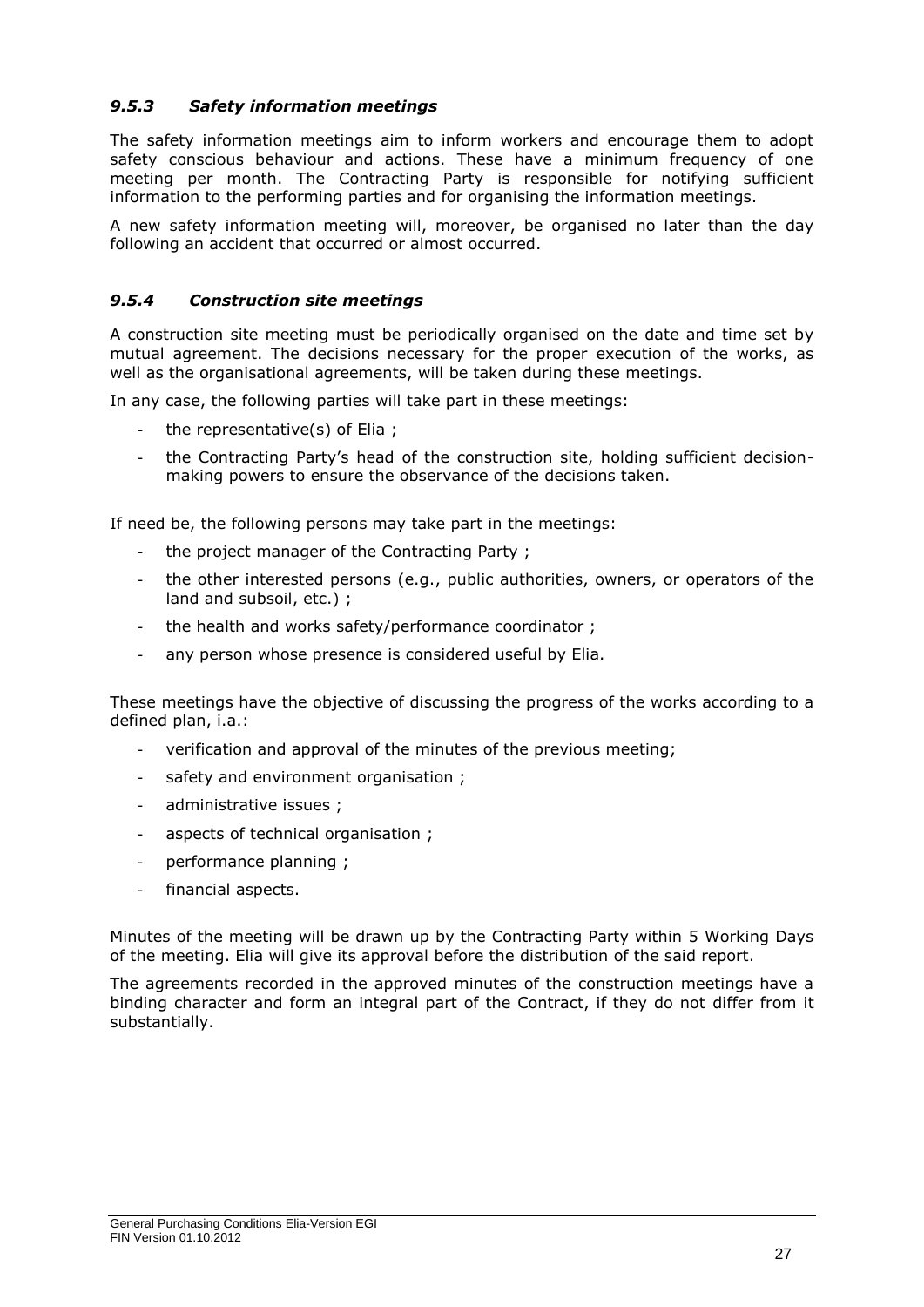### *9.5.3 Safety information meetings*

The safety information meetings aim to inform workers and encourage them to adopt safety conscious behaviour and actions. These have a minimum frequency of one meeting per month. The Contracting Party is responsible for notifying sufficient information to the performing parties and for organising the information meetings.

A new safety information meeting will, moreover, be organised no later than the day following an accident that occurred or almost occurred.

### *9.5.4 Construction site meetings*

A construction site meeting must be periodically organised on the date and time set by mutual agreement. The decisions necessary for the proper execution of the works, as well as the organisational agreements, will be taken during these meetings.

In any case, the following parties will take part in these meetings:

- the representative(s) of Elia ;
- the Contracting Party's head of the construction site, holding sufficient decision-making powers to ensure the observance of the decisions taken.

If need be, the following persons may take part in the meetings:

- the project manager of the Contracting Party ;
- the other interested persons (e.g., public authorities, owners, or operators of the land and subsoil, etc.) ;
- the health and works safety/performance coordinator ;
- any person whose presence is considered useful by Elia.

These meetings have the objective of discussing the progress of the works according to a defined plan, i.a.:

- verification and approval of the minutes of the previous meeting;
- safety and environment organisation ;
- administrative issues ;
- aspects of technical organisation ;
- performance planning ;
- financial aspects.

Minutes of the meeting will be drawn up by the Contracting Party within 5 Working Days of the meeting. Elia will give its approval before the distribution of the said report.

The agreements recorded in the approved minutes of the construction meetings have a binding character and form an integral part of the Contract, if they do not differ from it substantially.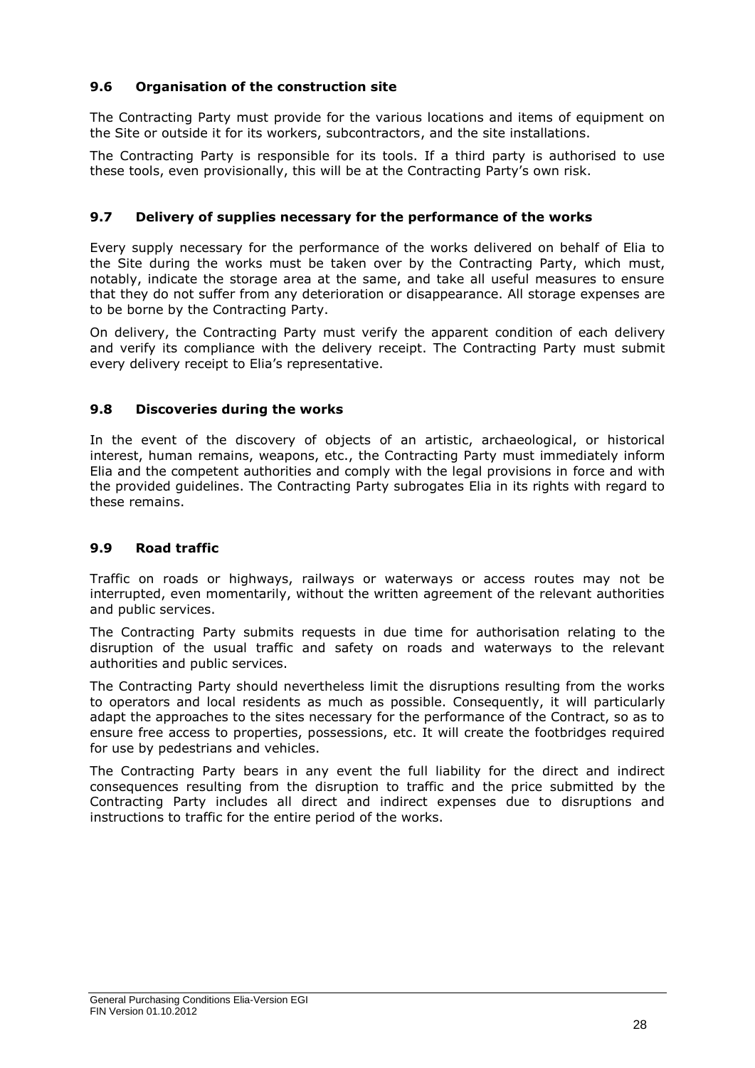### 9.6 Organisation of the construction site

The Contracting Party must provide for the various locations and items of equipment on the Site or outside it for its workers, subcontractors, and the site installations.

The Contracting Party is responsible for its tools. If a third party is authorised to use these tools, even provisionally, this will be at the Contracting Party's own risk.

### 9.7 Delivery of supplies necessary for the performance of the works

Every supply necessary for the performance of the works delivered on behalf of Elia to the Site during the works must be taken over by the Contracting Party, which must, notably, indicate the storage area at the same, and take all useful measures to ensure that they do not suffer from any deterioration or disappearance. All storage expenses are to be borne by the Contracting Party.

On delivery, the Contracting Party must verify the apparent condition of each delivery and verify its compliance with the delivery receipt. The Contracting Party must submit every delivery receipt to Elia's representative.

### 9.8 Discoveries during the works

In the event of the discovery of objects of an artistic, archaeological, or historical interest, human remains, weapons, etc., the Contracting Party must immediately inform Elia and the competent authorities and comply with the legal provisions in force and with the provided guidelines. The Contracting Party subrogates Elia in its rights with regard to these remains.

### 9.9 Road traffic

Traffic on roads or highways, railways or waterways or access routes may not be interrupted, even momentarily, without the written agreement of the relevant authorities and public services.

The Contracting Party submits requests in due time for authorisation relating to the disruption of the usual traffic and safety on roads and waterways to the relevant authorities and public services.

The Contracting Party should nevertheless limit the disruptions resulting from the works to operators and local residents as much as possible. Consequently, it will particularly adapt the approaches to the sites necessary for the performance of the Contract, so as to ensure free access to properties, possessions, etc. It will create the footbridges required for use by pedestrians and vehicles.

The Contracting Party bears in any event the full liability for the direct and indirect consequences resulting from the disruption to traffic and the price submitted by the Contracting Party includes all direct and indirect expenses due to disruptions and instructions to traffic for the entire period of the works.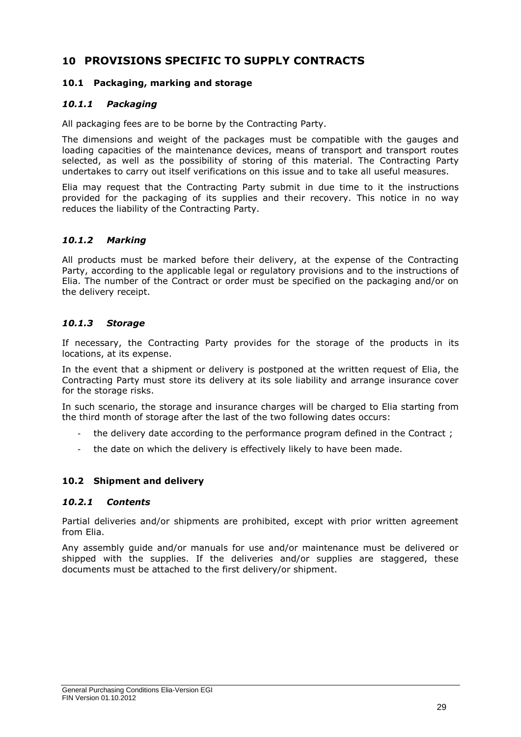# 10 PROVISIONS SPECIFIC TO SUPPLY CONTRACTS

## 10.1 Packaging, marking and storage

### *10.1.1 Packaging*

All packaging fees are to be borne by the Contracting Party.

The dimensions and weight of the packages must be compatible with the gauges and loading capacities of the maintenance devices, means of transport and transport routes selected, as well as the possibility of storing of this material. The Contracting Party undertakes to carry out itself verifications on this issue and to take all useful measures.

Elia may request that the Contracting Party submit in due time to it the instructions provided for the packaging of its supplies and their recovery. This notice in no way reduces the liability of the Contracting Party.

### *10.1.2 Marking*

All products must be marked before their delivery, at the expense of the Contracting Party, according to the applicable legal or regulatory provisions and to the instructions of Elia. The number of the Contract or order must be specified on the packaging and/or on the delivery receipt.

### *10.1.3 Storage*

If necessary, the Contracting Party provides for the storage of the products in its locations, at its expense.

In the event that a shipment or delivery is postponed at the written request of Elia, the Contracting Party must store its delivery at its sole liability and arrange insurance cover for the storage risks.

In such scenario, the storage and insurance charges will be charged to Elia starting from the third month of storage after the last of the two following dates occurs:

- the delivery date according to the performance program defined in the Contract ;
- the date on which the delivery is effectively likely to have been made.

## 10.2 Shipment and delivery

### *10.2.1 Contents*

Partial deliveries and/or shipments are prohibited, except with prior written agreement from Elia.

Any assembly guide and/or manuals for use and/or maintenance must be delivered or shipped with the supplies. If the deliveries and/or supplies are staggered, these documents must be attached to the first delivery/or shipment.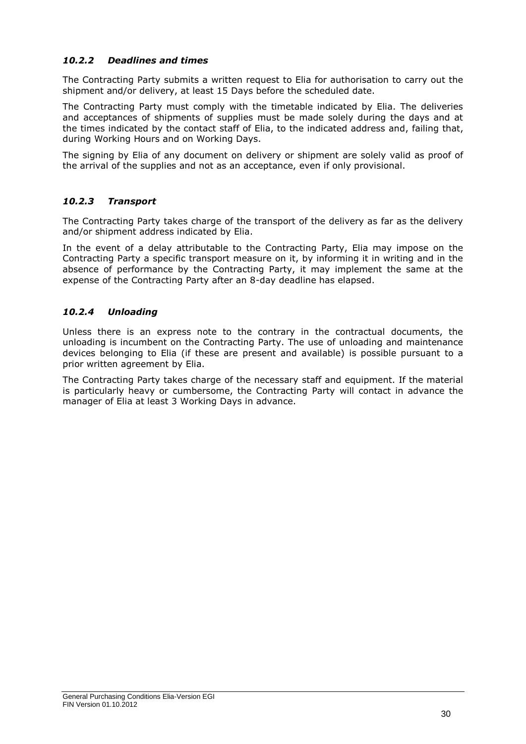#### *10.2.2 Deadlines and times*

The Contracting Party submits a written request to Elia for authorisation to carry out the shipment and/or delivery, at least 15 Days before the scheduled date.

The Contracting Party must comply with the timetable indicated by Elia. The deliveries and acceptances of shipments of supplies must be made solely during the days and at the times indicated by the contact staff of Elia, to the indicated address and, failing that, during Working Hours and on Working Days.

The signing by Elia of any document on delivery or shipment are solely valid as proof of the arrival of the supplies and not as an acceptance, even if only provisional.

#### *10.2.3 Transport*

The Contracting Party takes charge of the transport of the delivery as far as the delivery and/or shipment address indicated by Elia.

In the event of a delay attributable to the Contracting Party, Elia may impose on the Contracting Party a specific transport measure on it, by informing it in writing and in the absence of performance by the Contracting Party, it may implement the same at the expense of the Contracting Party after an 8-day deadline has elapsed.

#### *10.2.4 Unloading*

Unless there is an express note to the contrary in the contractual documents, the unloading is incumbent on the Contracting Party. The use of unloading and maintenance devices belonging to Elia (if these are present and available) is possible pursuant to a prior written agreement by Elia.

The Contracting Party takes charge of the necessary staff and equipment. If the material is particularly heavy or cumbersome, the Contracting Party will contact in advance the manager of Elia at least 3 Working Days in advance.